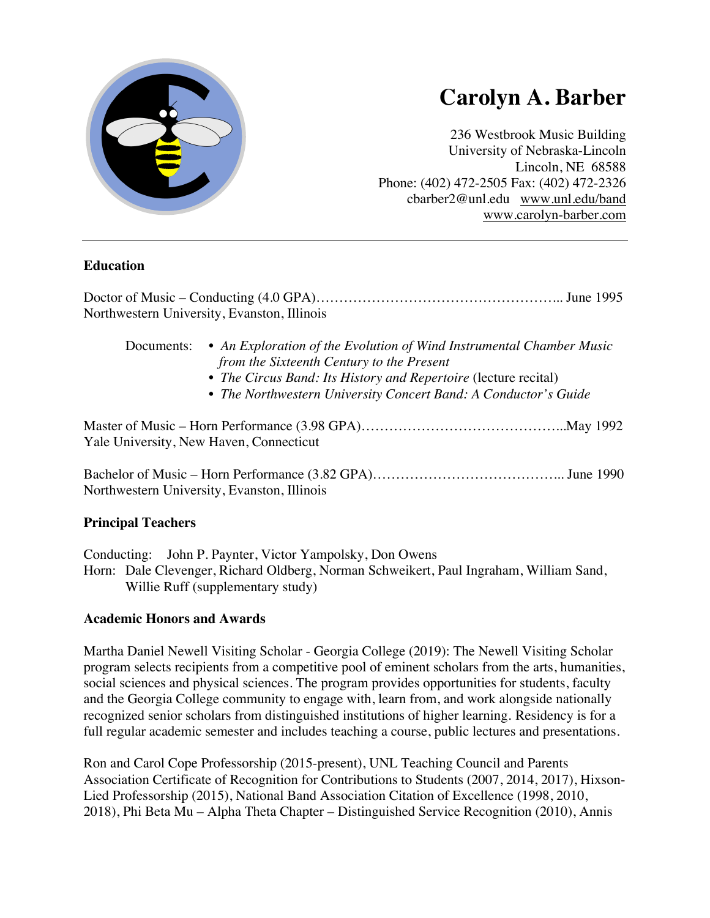# Carolyn A. Barber

236 Westbrook Music Building
University of Nebraska-Lincoln
Lincoln, NE 68588
Phone: (402) 472-2505 Fax: (402) 472-2326
cbarber2@unl.edu www.unl.edu/band
www.carolyn-barber.com

---

## Education

Doctor of Music – Conducting (4.0 GPA)………………………………………………….. June 1995
Northwestern University, Evanston, Illinois

Documents:
- *An Exploration of the Evolution of Wind Instrumental Chamber Music from the Sixteenth Century to the Present*
- *The Circus Band: Its History and Repertoire* (lecture recital)
- *The Northwestern University Concert Band: A Conductor's Guide*

Master of Music – Horn Performance (3.98 GPA)………………………………………...May 1992
Yale University, New Haven, Connecticut

Bachelor of Music – Horn Performance (3.82 GPA)………………………………….. June 1990
Northwestern University, Evanston, Illinois

## Principal Teachers

Conducting: John P. Paynter, Victor Yampolsky, Don Owens
Horn: Dale Clevenger, Richard Oldberg, Norman Schweikert, Paul Ingraham, William Sand, Willie Ruff (supplementary study)

## Academic Honors and Awards

Martha Daniel Newell Visiting Scholar - Georgia College (2019): The Newell Visiting Scholar program selects recipients from a competitive pool of eminent scholars from the arts, humanities, social sciences and physical sciences. The program provides opportunities for students, faculty and the Georgia College community to engage with, learn from, and work alongside nationally recognized senior scholars from distinguished institutions of higher learning. Residency is for a full regular academic semester and includes teaching a course, public lectures and presentations.

Ron and Carol Cope Professorship (2015-present), UNL Teaching Council and Parents Association Certificate of Recognition for Contributions to Students (2007, 2014, 2017), Hixson-Lied Professorship (2015), National Band Association Citation of Excellence (1998, 2010, 2018), Phi Beta Mu – Alpha Theta Chapter – Distinguished Service Recognition (2010), Annis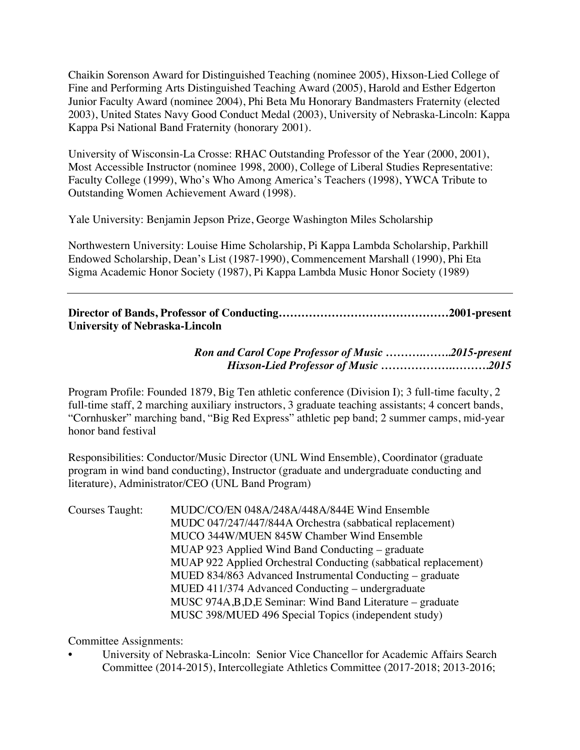Chaikin Sorenson Award for Distinguished Teaching (nominee 2005), Hixson-Lied College of Fine and Performing Arts Distinguished Teaching Award (2005), Harold and Esther Edgerton Junior Faculty Award (nominee 2004), Phi Beta Mu Honorary Bandmasters Fraternity (elected 2003), United States Navy Good Conduct Medal (2003), University of Nebraska-Lincoln: Kappa Kappa Psi National Band Fraternity (honorary 2001).

University of Wisconsin-La Crosse: RHAC Outstanding Professor of the Year (2000, 2001), Most Accessible Instructor (nominee 1998, 2000), College of Liberal Studies Representative: Faculty College (1999), Who's Who Among America's Teachers (1998), YWCA Tribute to Outstanding Women Achievement Award (1998).

Yale University: Benjamin Jepson Prize, George Washington Miles Scholarship

Northwestern University: Louise Hime Scholarship, Pi Kappa Lambda Scholarship, Parkhill Endowed Scholarship, Dean's List (1987-1990), Commencement Marshall (1990), Phi Eta Sigma Academic Honor Society (1987), Pi Kappa Lambda Music Honor Society (1989)

---

**Director of Bands, Professor of Conducting………………………………………2001-present**
**University of Nebraska-Lincoln**

***Ron and Carol Cope Professor of Music ……….…….2015-present***
***Hixson-Lied Professor of Music …………….……….2015***

Program Profile: Founded 1879, Big Ten athletic conference (Division I); 3 full-time faculty, 2 full-time staff, 2 marching auxiliary instructors, 3 graduate teaching assistants; 4 concert bands, "Cornhusker" marching band, "Big Red Express" athletic pep band; 2 summer camps, mid-year honor band festival

Responsibilities: Conductor/Music Director (UNL Wind Ensemble), Coordinator (graduate program in wind band conducting), Instructor (graduate and undergraduate conducting and literature), Administrator/CEO (UNL Band Program)

Courses Taught:
- MUDC/CO/EN 048A/248A/448A/844E Wind Ensemble
- MUDC 047/247/447/844A Orchestra (sabbatical replacement)
- MUCO 344W/MUEN 845W Chamber Wind Ensemble
- MUAP 923 Applied Wind Band Conducting – graduate
- MUAP 922 Applied Orchestral Conducting (sabbatical replacement)
- MUED 834/863 Advanced Instrumental Conducting – graduate
- MUED 411/374 Advanced Conducting – undergraduate
- MUSC 974A,B,D,E Seminar: Wind Band Literature – graduate
- MUSC 398/MUED 496 Special Topics (independent study)

Committee Assignments:

- University of Nebraska-Lincoln: Senior Vice Chancellor for Academic Affairs Search Committee (2014-2015), Intercollegiate Athletics Committee (2017-2018; 2013-2016;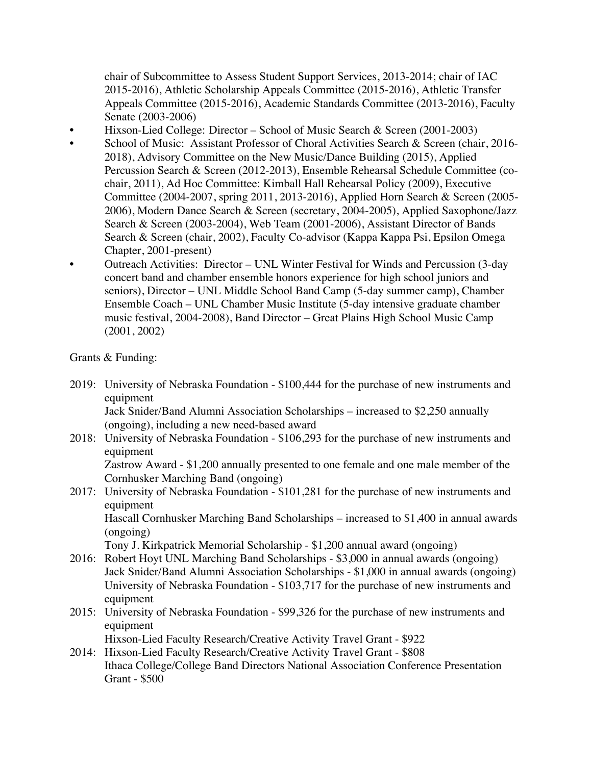chair of Subcommittee to Assess Student Support Services, 2013-2014; chair of IAC 2015-2016), Athletic Scholarship Appeals Committee (2015-2016), Athletic Transfer Appeals Committee (2015-2016), Academic Standards Committee (2013-2016), Faculty Senate (2003-2006)

- Hixson-Lied College: Director – School of Music Search & Screen (2001-2003)
- School of Music: Assistant Professor of Choral Activities Search & Screen (chair, 2016-2018), Advisory Committee on the New Music/Dance Building (2015), Applied Percussion Search & Screen (2012-2013), Ensemble Rehearsal Schedule Committee (co-chair, 2011), Ad Hoc Committee: Kimball Hall Rehearsal Policy (2009), Executive Committee (2004-2007, spring 2011, 2013-2016), Applied Horn Search & Screen (2005-2006), Modern Dance Search & Screen (secretary, 2004-2005), Applied Saxophone/Jazz Search & Screen (2003-2004), Web Team (2001-2006), Assistant Director of Bands Search & Screen (chair, 2002), Faculty Co-advisor (Kappa Kappa Psi, Epsilon Omega Chapter, 2001-present)
- Outreach Activities: Director – UNL Winter Festival for Winds and Percussion (3-day concert band and chamber ensemble honors experience for high school juniors and seniors), Director – UNL Middle School Band Camp (5-day summer camp), Chamber Ensemble Coach – UNL Chamber Music Institute (5-day intensive graduate chamber music festival, 2004-2008), Band Director – Great Plains High School Music Camp (2001, 2002)

Grants & Funding:

2019: University of Nebraska Foundation - $100,444 for the purchase of new instruments and equipment
Jack Snider/Band Alumni Association Scholarships – increased to $2,250 annually (ongoing), including a new need-based award

2018: University of Nebraska Foundation - $106,293 for the purchase of new instruments and equipment
Zastrow Award - $1,200 annually presented to one female and one male member of the Cornhusker Marching Band (ongoing)

2017: University of Nebraska Foundation - $101,281 for the purchase of new instruments and equipment
Hascall Cornhusker Marching Band Scholarships – increased to $1,400 in annual awards (ongoing)
Tony J. Kirkpatrick Memorial Scholarship - $1,200 annual award (ongoing)

2016: Robert Hoyt UNL Marching Band Scholarships - $3,000 in annual awards (ongoing)
Jack Snider/Band Alumni Association Scholarships - $1,000 in annual awards (ongoing)
University of Nebraska Foundation - $103,717 for the purchase of new instruments and equipment

2015: University of Nebraska Foundation - $99,326 for the purchase of new instruments and equipment
Hixson-Lied Faculty Research/Creative Activity Travel Grant - $922

2014: Hixson-Lied Faculty Research/Creative Activity Travel Grant - $808
Ithaca College/College Band Directors National Association Conference Presentation Grant - $500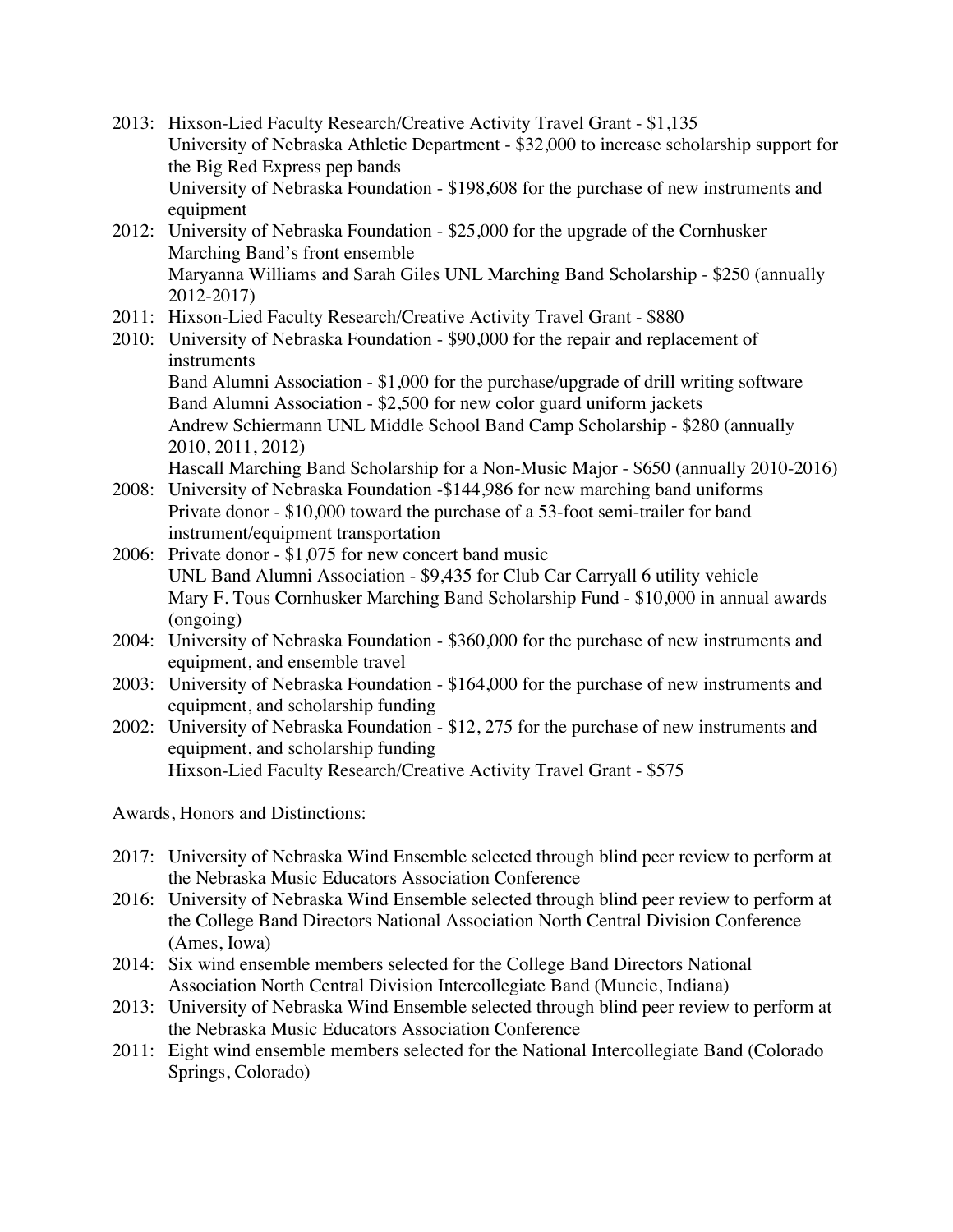2013: Hixson-Lied Faculty Research/Creative Activity Travel Grant - $1,135
University of Nebraska Athletic Department - $32,000 to increase scholarship support for the Big Red Express pep bands
University of Nebraska Foundation - $198,608 for the purchase of new instruments and equipment

2012: University of Nebraska Foundation - $25,000 for the upgrade of the Cornhusker Marching Band's front ensemble
Maryanna Williams and Sarah Giles UNL Marching Band Scholarship - $250 (annually 2012-2017)

2011: Hixson-Lied Faculty Research/Creative Activity Travel Grant - $880

2010: University of Nebraska Foundation - $90,000 for the repair and replacement of instruments
Band Alumni Association - $1,000 for the purchase/upgrade of drill writing software
Band Alumni Association - $2,500 for new color guard uniform jackets
Andrew Schiermann UNL Middle School Band Camp Scholarship - $280 (annually 2010, 2011, 2012)
Hascall Marching Band Scholarship for a Non-Music Major - $650 (annually 2010-2016)

2008: University of Nebraska Foundation -$144,986 for new marching band uniforms
Private donor - $10,000 toward the purchase of a 53-foot semi-trailer for band instrument/equipment transportation

2006: Private donor - $1,075 for new concert band music
UNL Band Alumni Association - $9,435 for Club Car Carryall 6 utility vehicle
Mary F. Tous Cornhusker Marching Band Scholarship Fund - $10,000 in annual awards (ongoing)

2004: University of Nebraska Foundation - $360,000 for the purchase of new instruments and equipment, and ensemble travel

2003: University of Nebraska Foundation - $164,000 for the purchase of new instruments and equipment, and scholarship funding

2002: University of Nebraska Foundation - $12, 275 for the purchase of new instruments and equipment, and scholarship funding
Hixson-Lied Faculty Research/Creative Activity Travel Grant - $575

Awards, Honors and Distinctions:

2017: University of Nebraska Wind Ensemble selected through blind peer review to perform at the Nebraska Music Educators Association Conference

2016: University of Nebraska Wind Ensemble selected through blind peer review to perform at the College Band Directors National Association North Central Division Conference (Ames, Iowa)

2014: Six wind ensemble members selected for the College Band Directors National Association North Central Division Intercollegiate Band (Muncie, Indiana)

2013: University of Nebraska Wind Ensemble selected through blind peer review to perform at the Nebraska Music Educators Association Conference

2011: Eight wind ensemble members selected for the National Intercollegiate Band (Colorado Springs, Colorado)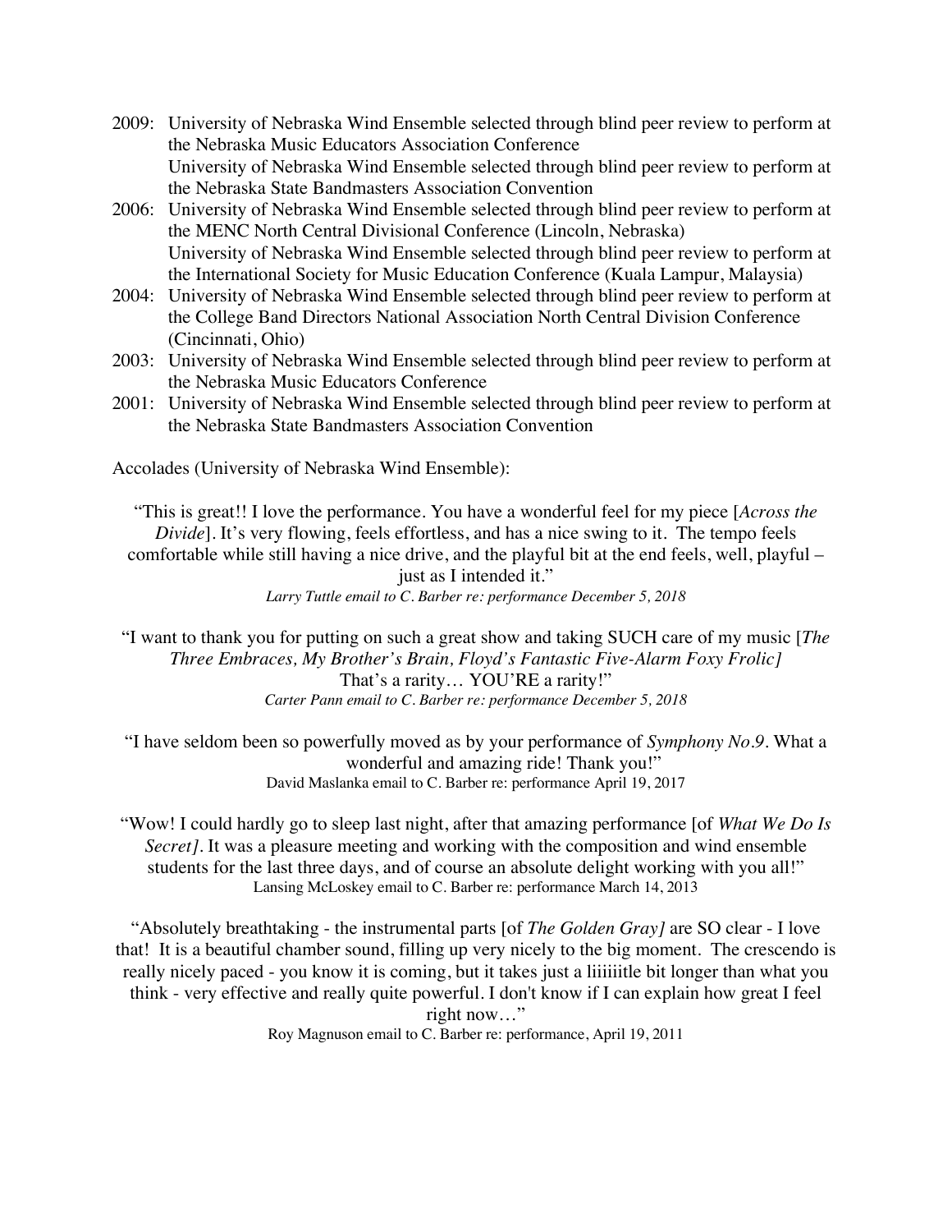2009: University of Nebraska Wind Ensemble selected through blind peer review to perform at the Nebraska Music Educators Association Conference
University of Nebraska Wind Ensemble selected through blind peer review to perform at the Nebraska State Bandmasters Association Convention

2006: University of Nebraska Wind Ensemble selected through blind peer review to perform at the MENC North Central Divisional Conference (Lincoln, Nebraska)
University of Nebraska Wind Ensemble selected through blind peer review to perform at the International Society for Music Education Conference (Kuala Lampur, Malaysia)

2004: University of Nebraska Wind Ensemble selected through blind peer review to perform at the College Band Directors National Association North Central Division Conference (Cincinnati, Ohio)

2003: University of Nebraska Wind Ensemble selected through blind peer review to perform at the Nebraska Music Educators Conference

2001: University of Nebraska Wind Ensemble selected through blind peer review to perform at the Nebraska State Bandmasters Association Convention

Accolades (University of Nebraska Wind Ensemble):

"This is great!! I love the performance. You have a wonderful feel for my piece [*Across the Divide*]. It's very flowing, feels effortless, and has a nice swing to it. The tempo feels comfortable while still having a nice drive, and the playful bit at the end feels, well, playful – just as I intended it."
*Larry Tuttle email to C. Barber re: performance December 5, 2018*

"I want to thank you for putting on such a great show and taking SUCH care of my music [*The Three Embraces, My Brother's Brain, Floyd's Fantastic Five-Alarm Foxy Frolic]*
That's a rarity… YOU'RE a rarity!"
*Carter Pann email to C. Barber re: performance December 5, 2018*

"I have seldom been so powerfully moved as by your performance of *Symphony No.9*. What a wonderful and amazing ride! Thank you!"
David Maslanka email to C. Barber re: performance April 19, 2017

"Wow! I could hardly go to sleep last night, after that amazing performance [of *What We Do Is Secret]*. It was a pleasure meeting and working with the composition and wind ensemble students for the last three days, and of course an absolute delight working with you all!"
Lansing McLoskey email to C. Barber re: performance March 14, 2013

"Absolutely breathtaking - the instrumental parts [of *The Golden Gray]* are SO clear - I love that! It is a beautiful chamber sound, filling up very nicely to the big moment. The crescendo is really nicely paced - you know it is coming, but it takes just a liiiiiitle bit longer than what you think - very effective and really quite powerful. I don't know if I can explain how great I feel right now…"
Roy Magnuson email to C. Barber re: performance, April 19, 2011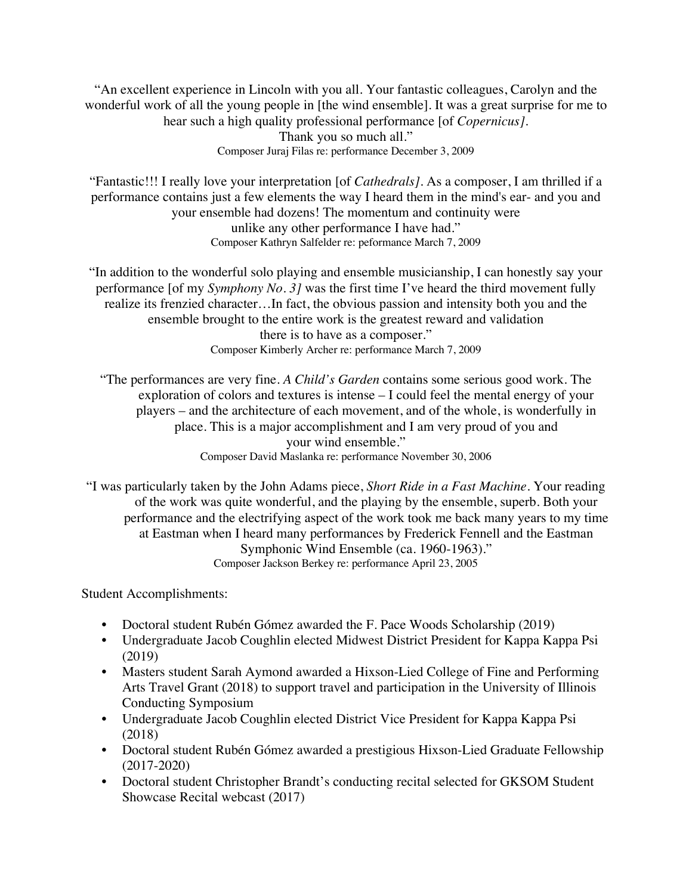"An excellent experience in Lincoln with you all. Your fantastic colleagues, Carolyn and the wonderful work of all the young people in [the wind ensemble]. It was a great surprise for me to hear such a high quality professional performance [of *Copernicus]*. Thank you so much all."

Composer Juraj Filas re: performance December 3, 2009

"Fantastic!!! I really love your interpretation [of *Cathedrals]*. As a composer, I am thrilled if a performance contains just a few elements the way I heard them in the mind's ear- and you and your ensemble had dozens! The momentum and continuity were unlike any other performance I have had."

Composer Kathryn Salfelder re: peformance March 7, 2009

"In addition to the wonderful solo playing and ensemble musicianship, I can honestly say your performance [of my *Symphony No. 3]* was the first time I've heard the third movement fully realize its frenzied character…In fact, the obvious passion and intensity both you and the ensemble brought to the entire work is the greatest reward and validation there is to have as a composer."

Composer Kimberly Archer re: performance March 7, 2009

"The performances are very fine. *A Child's Garden* contains some serious good work. The exploration of colors and textures is intense – I could feel the mental energy of your players – and the architecture of each movement, and of the whole, is wonderfully in place. This is a major accomplishment and I am very proud of you and your wind ensemble."

Composer David Maslanka re: performance November 30, 2006

"I was particularly taken by the John Adams piece, *Short Ride in a Fast Machine*. Your reading of the work was quite wonderful, and the playing by the ensemble, superb. Both your performance and the electrifying aspect of the work took me back many years to my time at Eastman when I heard many performances by Frederick Fennell and the Eastman Symphonic Wind Ensemble (ca. 1960-1963)."

Composer Jackson Berkey re: performance April 23, 2005

Student Accomplishments:

- Doctoral student Rubén Gómez awarded the F. Pace Woods Scholarship (2019)
- Undergraduate Jacob Coughlin elected Midwest District President for Kappa Kappa Psi (2019)
- Masters student Sarah Aymond awarded a Hixson-Lied College of Fine and Performing Arts Travel Grant (2018) to support travel and participation in the University of Illinois Conducting Symposium
- Undergraduate Jacob Coughlin elected District Vice President for Kappa Kappa Psi (2018)
- Doctoral student Rubén Gómez awarded a prestigious Hixson-Lied Graduate Fellowship (2017-2020)
- Doctoral student Christopher Brandt's conducting recital selected for GKSOM Student Showcase Recital webcast (2017)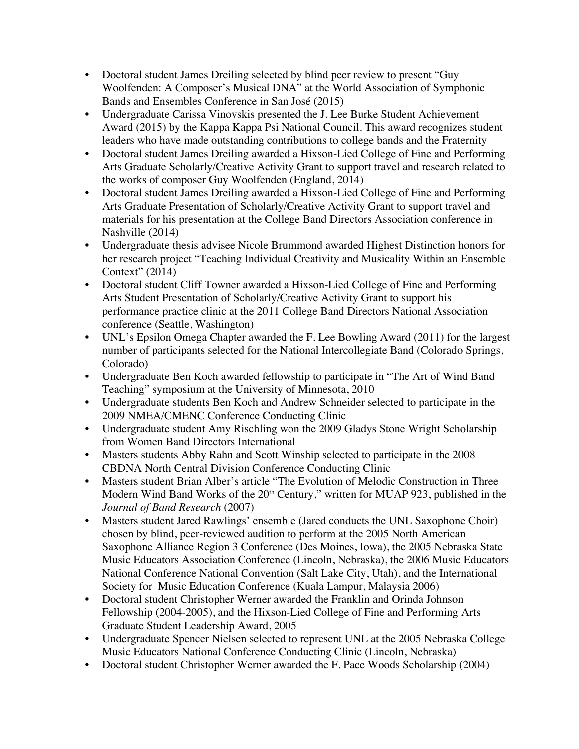- Doctoral student James Dreiling selected by blind peer review to present "Guy Woolfenden: A Composer's Musical DNA" at the World Association of Symphonic Bands and Ensembles Conference in San José (2015)
- Undergraduate Carissa Vinovskis presented the J. Lee Burke Student Achievement Award (2015) by the Kappa Kappa Psi National Council. This award recognizes student leaders who have made outstanding contributions to college bands and the Fraternity
- Doctoral student James Dreiling awarded a Hixson-Lied College of Fine and Performing Arts Graduate Scholarly/Creative Activity Grant to support travel and research related to the works of composer Guy Woolfenden (England, 2014)
- Doctoral student James Dreiling awarded a Hixson-Lied College of Fine and Performing Arts Graduate Presentation of Scholarly/Creative Activity Grant to support travel and materials for his presentation at the College Band Directors Association conference in Nashville (2014)
- Undergraduate thesis advisee Nicole Brummond awarded Highest Distinction honors for her research project "Teaching Individual Creativity and Musicality Within an Ensemble Context" (2014)
- Doctoral student Cliff Towner awarded a Hixson-Lied College of Fine and Performing Arts Student Presentation of Scholarly/Creative Activity Grant to support his performance practice clinic at the 2011 College Band Directors National Association conference (Seattle, Washington)
- UNL's Epsilon Omega Chapter awarded the F. Lee Bowling Award (2011) for the largest number of participants selected for the National Intercollegiate Band (Colorado Springs, Colorado)
- Undergraduate Ben Koch awarded fellowship to participate in "The Art of Wind Band Teaching" symposium at the University of Minnesota, 2010
- Undergraduate students Ben Koch and Andrew Schneider selected to participate in the 2009 NMEA/CMENC Conference Conducting Clinic
- Undergraduate student Amy Rischling won the 2009 Gladys Stone Wright Scholarship from Women Band Directors International
- Masters students Abby Rahn and Scott Winship selected to participate in the 2008 CBDNA North Central Division Conference Conducting Clinic
- Masters student Brian Alber's article "The Evolution of Melodic Construction in Three Modern Wind Band Works of the 20th Century," written for MUAP 923, published in the *Journal of Band Research* (2007)
- Masters student Jared Rawlings' ensemble (Jared conducts the UNL Saxophone Choir) chosen by blind, peer-reviewed audition to perform at the 2005 North American Saxophone Alliance Region 3 Conference (Des Moines, Iowa), the 2005 Nebraska State Music Educators Association Conference (Lincoln, Nebraska), the 2006 Music Educators National Conference National Convention (Salt Lake City, Utah), and the International Society for Music Education Conference (Kuala Lampur, Malaysia 2006)
- Doctoral student Christopher Werner awarded the Franklin and Orinda Johnson Fellowship (2004-2005), and the Hixson-Lied College of Fine and Performing Arts Graduate Student Leadership Award, 2005
- Undergraduate Spencer Nielsen selected to represent UNL at the 2005 Nebraska College Music Educators National Conference Conducting Clinic (Lincoln, Nebraska)
- Doctoral student Christopher Werner awarded the F. Pace Woods Scholarship (2004)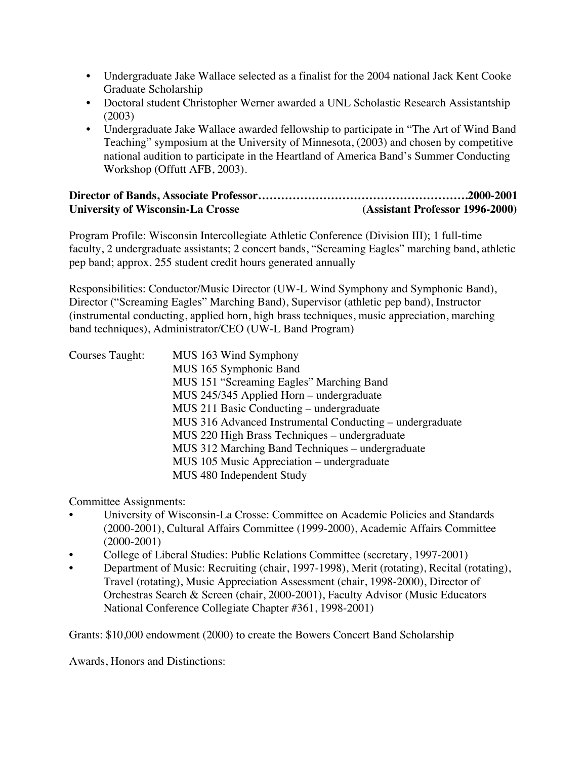- Undergraduate Jake Wallace selected as a finalist for the 2004 national Jack Kent Cooke Graduate Scholarship
- Doctoral student Christopher Werner awarded a UNL Scholastic Research Assistantship (2003)
- Undergraduate Jake Wallace awarded fellowship to participate in "The Art of Wind Band Teaching" symposium at the University of Minnesota, (2003) and chosen by competitive national audition to participate in the Heartland of America Band's Summer Conducting Workshop (Offutt AFB, 2003).

**Director of Bands, Associate Professor……………………………………………2000-2001**
**University of Wisconsin-La Crosse (Assistant Professor 1996-2000)**

Program Profile: Wisconsin Intercollegiate Athletic Conference (Division III); 1 full-time faculty, 2 undergraduate assistants; 2 concert bands, "Screaming Eagles" marching band, athletic pep band; approx. 255 student credit hours generated annually

Responsibilities: Conductor/Music Director (UW-L Wind Symphony and Symphonic Band), Director ("Screaming Eagles" Marching Band), Supervisor (athletic pep band), Instructor (instrumental conducting, applied horn, high brass techniques, music appreciation, marching band techniques), Administrator/CEO (UW-L Band Program)

Courses Taught:
- MUS 163 Wind Symphony
- MUS 165 Symphonic Band
- MUS 151 "Screaming Eagles" Marching Band
- MUS 245/345 Applied Horn – undergraduate
- MUS 211 Basic Conducting – undergraduate
- MUS 316 Advanced Instrumental Conducting – undergraduate
- MUS 220 High Brass Techniques – undergraduate
- MUS 312 Marching Band Techniques – undergraduate
- MUS 105 Music Appreciation – undergraduate
- MUS 480 Independent Study

Committee Assignments:
- University of Wisconsin-La Crosse: Committee on Academic Policies and Standards (2000-2001), Cultural Affairs Committee (1999-2000), Academic Affairs Committee (2000-2001)
- College of Liberal Studies: Public Relations Committee (secretary, 1997-2001)
- Department of Music: Recruiting (chair, 1997-1998), Merit (rotating), Recital (rotating), Travel (rotating), Music Appreciation Assessment (chair, 1998-2000), Director of Orchestras Search & Screen (chair, 2000-2001), Faculty Advisor (Music Educators National Conference Collegiate Chapter #361, 1998-2001)

Grants: $10,000 endowment (2000) to create the Bowers Concert Band Scholarship

Awards, Honors and Distinctions: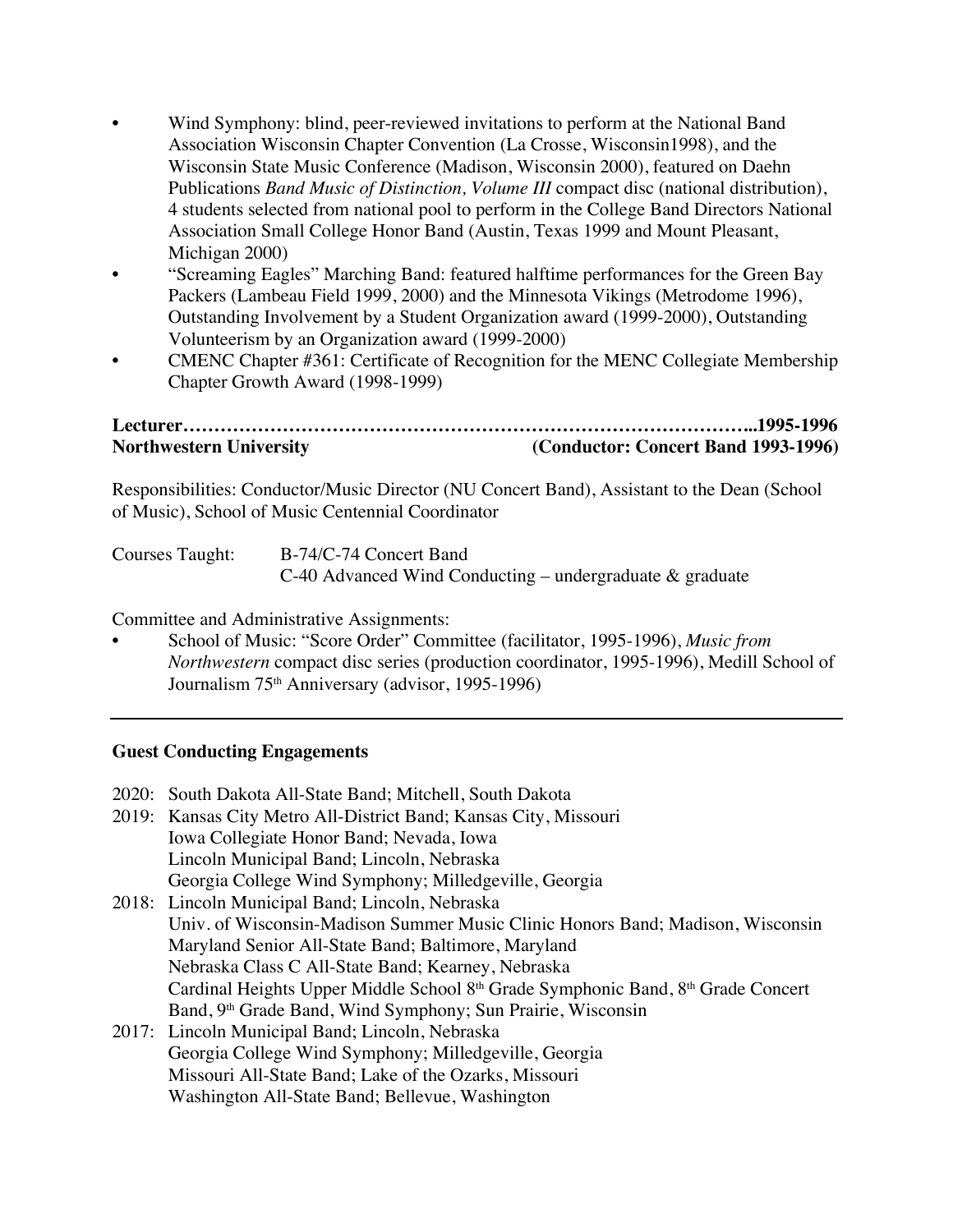- Wind Symphony: blind, peer-reviewed invitations to perform at the National Band Association Wisconsin Chapter Convention (La Crosse, Wisconsin1998), and the Wisconsin State Music Conference (Madison, Wisconsin 2000), featured on Daehn Publications *Band Music of Distinction, Volume III* compact disc (national distribution), 4 students selected from national pool to perform in the College Band Directors National Association Small College Honor Band (Austin, Texas 1999 and Mount Pleasant, Michigan 2000)
- "Screaming Eagles" Marching Band: featured halftime performances for the Green Bay Packers (Lambeau Field 1999, 2000) and the Minnesota Vikings (Metrodome 1996), Outstanding Involvement by a Student Organization award (1999-2000), Outstanding Volunteerism by an Organization award (1999-2000)
- CMENC Chapter #361: Certificate of Recognition for the MENC Collegiate Membership Chapter Growth Award (1998-1999)

**Lecturer……………………………………………………………………………..1995-1996**
**Northwestern University (Conductor: Concert Band 1993-1996)**

Responsibilities: Conductor/Music Director (NU Concert Band), Assistant to the Dean (School of Music), School of Music Centennial Coordinator

Courses Taught: B-74/C-74 Concert Band
C-40 Advanced Wind Conducting – undergraduate & graduate

Committee and Administrative Assignments:

- School of Music: "Score Order" Committee (facilitator, 1995-1996), *Music from Northwestern* compact disc series (production coordinator, 1995-1996), Medill School of Journalism 75th Anniversary (advisor, 1995-1996)

---

**Guest Conducting Engagements**

2020: South Dakota All-State Band; Mitchell, South Dakota
2019: Kansas City Metro All-District Band; Kansas City, Missouri
Iowa Collegiate Honor Band; Nevada, Iowa
Lincoln Municipal Band; Lincoln, Nebraska
Georgia College Wind Symphony; Milledgeville, Georgia
2018: Lincoln Municipal Band; Lincoln, Nebraska
Univ. of Wisconsin-Madison Summer Music Clinic Honors Band; Madison, Wisconsin
Maryland Senior All-State Band; Baltimore, Maryland
Nebraska Class C All-State Band; Kearney, Nebraska
Cardinal Heights Upper Middle School 8th Grade Symphonic Band, 8th Grade Concert Band, 9th Grade Band, Wind Symphony; Sun Prairie, Wisconsin
2017: Lincoln Municipal Band; Lincoln, Nebraska
Georgia College Wind Symphony; Milledgeville, Georgia
Missouri All-State Band; Lake of the Ozarks, Missouri
Washington All-State Band; Bellevue, Washington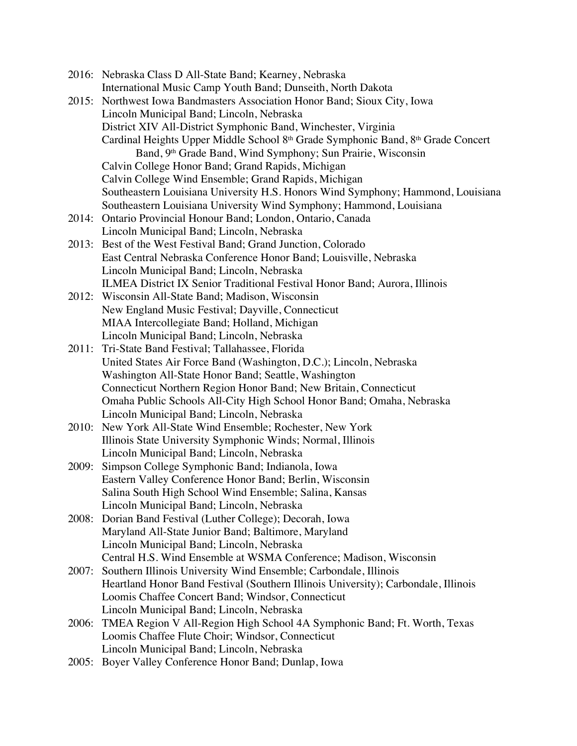2016: Nebraska Class D All-State Band; Kearney, Nebraska
International Music Camp Youth Band; Dunseith, North Dakota

2015: Northwest Iowa Bandmasters Association Honor Band; Sioux City, Iowa
Lincoln Municipal Band; Lincoln, Nebraska
District XIV All-District Symphonic Band, Winchester, Virginia
Cardinal Heights Upper Middle School 8th Grade Symphonic Band, 8th Grade Concert Band, 9th Grade Band, Wind Symphony; Sun Prairie, Wisconsin
Calvin College Honor Band; Grand Rapids, Michigan
Calvin College Wind Ensemble; Grand Rapids, Michigan
Southeastern Louisiana University H.S. Honors Wind Symphony; Hammond, Louisiana
Southeastern Louisiana University Wind Symphony; Hammond, Louisiana

2014: Ontario Provincial Honour Band; London, Ontario, Canada
Lincoln Municipal Band; Lincoln, Nebraska

2013: Best of the West Festival Band; Grand Junction, Colorado
East Central Nebraska Conference Honor Band; Louisville, Nebraska
Lincoln Municipal Band; Lincoln, Nebraska
ILMEA District IX Senior Traditional Festival Honor Band; Aurora, Illinois

2012: Wisconsin All-State Band; Madison, Wisconsin
New England Music Festival; Dayville, Connecticut
MIAA Intercollegiate Band; Holland, Michigan
Lincoln Municipal Band; Lincoln, Nebraska

2011: Tri-State Band Festival; Tallahassee, Florida
United States Air Force Band (Washington, D.C.); Lincoln, Nebraska
Washington All-State Honor Band; Seattle, Washington
Connecticut Northern Region Honor Band; New Britain, Connecticut
Omaha Public Schools All-City High School Honor Band; Omaha, Nebraska
Lincoln Municipal Band; Lincoln, Nebraska

2010: New York All-State Wind Ensemble; Rochester, New York
Illinois State University Symphonic Winds; Normal, Illinois
Lincoln Municipal Band; Lincoln, Nebraska

2009: Simpson College Symphonic Band; Indianola, Iowa
Eastern Valley Conference Honor Band; Berlin, Wisconsin
Salina South High School Wind Ensemble; Salina, Kansas
Lincoln Municipal Band; Lincoln, Nebraska

2008: Dorian Band Festival (Luther College); Decorah, Iowa
Maryland All-State Junior Band; Baltimore, Maryland
Lincoln Municipal Band; Lincoln, Nebraska
Central H.S. Wind Ensemble at WSMA Conference; Madison, Wisconsin

2007: Southern Illinois University Wind Ensemble; Carbondale, Illinois
Heartland Honor Band Festival (Southern Illinois University); Carbondale, Illinois
Loomis Chaffee Concert Band; Windsor, Connecticut
Lincoln Municipal Band; Lincoln, Nebraska

2006: TMEA Region V All-Region High School 4A Symphonic Band; Ft. Worth, Texas
Loomis Chaffee Flute Choir; Windsor, Connecticut
Lincoln Municipal Band; Lincoln, Nebraska

2005: Boyer Valley Conference Honor Band; Dunlap, Iowa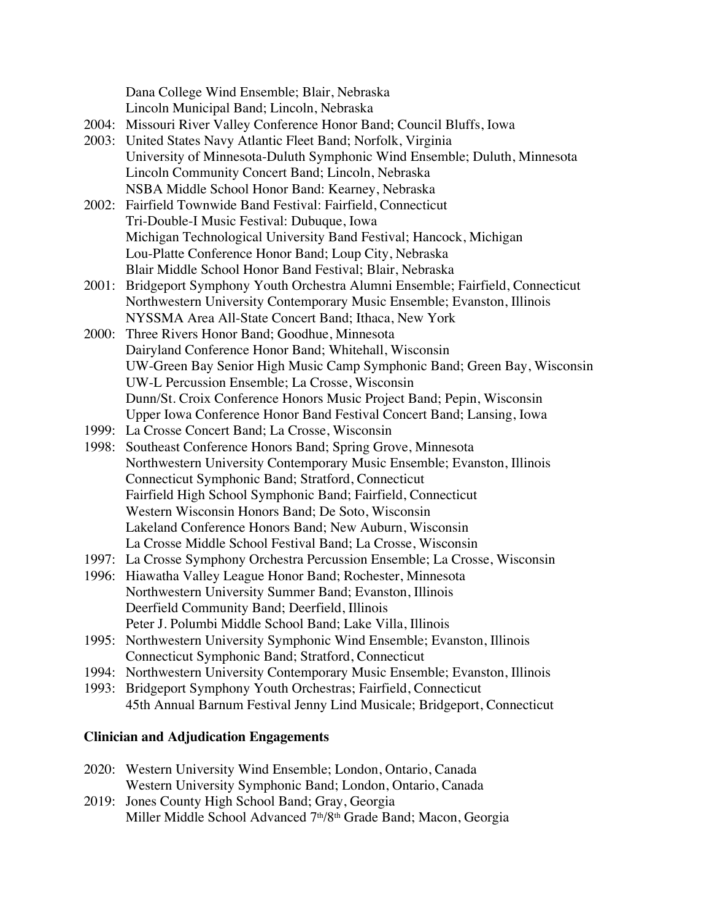Dana College Wind Ensemble; Blair, Nebraska
Lincoln Municipal Band; Lincoln, Nebraska

2004: Missouri River Valley Conference Honor Band; Council Bluffs, Iowa

2003: United States Navy Atlantic Fleet Band; Norfolk, Virginia
University of Minnesota-Duluth Symphonic Wind Ensemble; Duluth, Minnesota
Lincoln Community Concert Band; Lincoln, Nebraska
NSBA Middle School Honor Band: Kearney, Nebraska

2002: Fairfield Townwide Band Festival: Fairfield, Connecticut
Tri-Double-I Music Festival: Dubuque, Iowa
Michigan Technological University Band Festival; Hancock, Michigan
Lou-Platte Conference Honor Band; Loup City, Nebraska
Blair Middle School Honor Band Festival; Blair, Nebraska

2001: Bridgeport Symphony Youth Orchestra Alumni Ensemble; Fairfield, Connecticut
Northwestern University Contemporary Music Ensemble; Evanston, Illinois
NYSSMA Area All-State Concert Band; Ithaca, New York

2000: Three Rivers Honor Band; Goodhue, Minnesota
Dairyland Conference Honor Band; Whitehall, Wisconsin
UW-Green Bay Senior High Music Camp Symphonic Band; Green Bay, Wisconsin
UW-L Percussion Ensemble; La Crosse, Wisconsin
Dunn/St. Croix Conference Honors Music Project Band; Pepin, Wisconsin
Upper Iowa Conference Honor Band Festival Concert Band; Lansing, Iowa

1999: La Crosse Concert Band; La Crosse, Wisconsin

1998: Southeast Conference Honors Band; Spring Grove, Minnesota
Northwestern University Contemporary Music Ensemble; Evanston, Illinois
Connecticut Symphonic Band; Stratford, Connecticut
Fairfield High School Symphonic Band; Fairfield, Connecticut
Western Wisconsin Honors Band; De Soto, Wisconsin
Lakeland Conference Honors Band; New Auburn, Wisconsin
La Crosse Middle School Festival Band; La Crosse, Wisconsin

1997: La Crosse Symphony Orchestra Percussion Ensemble; La Crosse, Wisconsin

1996: Hiawatha Valley League Honor Band; Rochester, Minnesota
Northwestern University Summer Band; Evanston, Illinois
Deerfield Community Band; Deerfield, Illinois
Peter J. Polumbi Middle School Band; Lake Villa, Illinois

1995: Northwestern University Symphonic Wind Ensemble; Evanston, Illinois
Connecticut Symphonic Band; Stratford, Connecticut

1994: Northwestern University Contemporary Music Ensemble; Evanston, Illinois

1993: Bridgeport Symphony Youth Orchestras; Fairfield, Connecticut
45th Annual Barnum Festival Jenny Lind Musicale; Bridgeport, Connecticut

**Clinician and Adjudication Engagements**

2020: Western University Wind Ensemble; London, Ontario, Canada
Western University Symphonic Band; London, Ontario, Canada

2019: Jones County High School Band; Gray, Georgia
Miller Middle School Advanced 7th/8th Grade Band; Macon, Georgia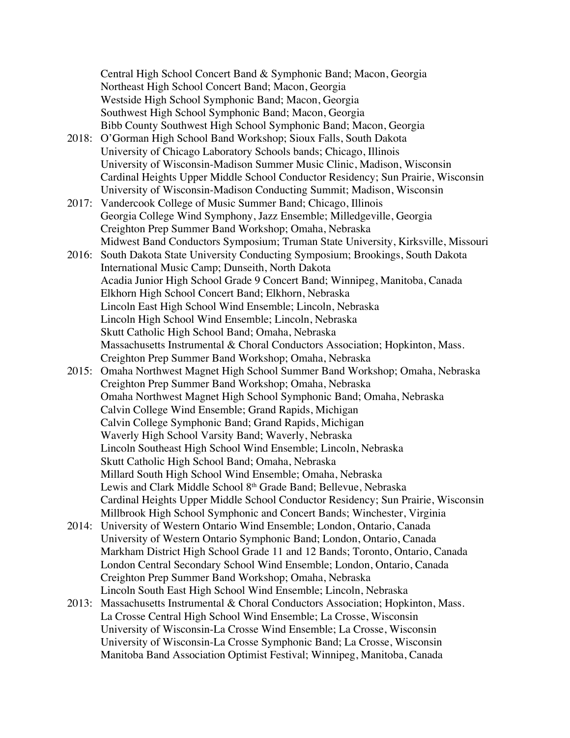Central High School Concert Band & Symphonic Band; Macon, Georgia
Northeast High School Concert Band; Macon, Georgia
Westside High School Symphonic Band; Macon, Georgia
Southwest High School Symphonic Band; Macon, Georgia
Bibb County Southwest High School Symphonic Band; Macon, Georgia

2018: O'Gorman High School Band Workshop; Sioux Falls, South Dakota
University of Chicago Laboratory Schools bands; Chicago, Illinois
University of Wisconsin-Madison Summer Music Clinic, Madison, Wisconsin
Cardinal Heights Upper Middle School Conductor Residency; Sun Prairie, Wisconsin
University of Wisconsin-Madison Conducting Summit; Madison, Wisconsin

2017: Vandercook College of Music Summer Band; Chicago, Illinois
Georgia College Wind Symphony, Jazz Ensemble; Milledgeville, Georgia
Creighton Prep Summer Band Workshop; Omaha, Nebraska
Midwest Band Conductors Symposium; Truman State University, Kirksville, Missouri

2016: South Dakota State University Conducting Symposium; Brookings, South Dakota
International Music Camp; Dunseith, North Dakota
Acadia Junior High School Grade 9 Concert Band; Winnipeg, Manitoba, Canada
Elkhorn High School Concert Band; Elkhorn, Nebraska
Lincoln East High School Wind Ensemble; Lincoln, Nebraska
Lincoln High School Wind Ensemble; Lincoln, Nebraska
Skutt Catholic High School Band; Omaha, Nebraska
Massachusetts Instrumental & Choral Conductors Association; Hopkinton, Mass.
Creighton Prep Summer Band Workshop; Omaha, Nebraska

2015: Omaha Northwest Magnet High School Summer Band Workshop; Omaha, Nebraska
Creighton Prep Summer Band Workshop; Omaha, Nebraska
Omaha Northwest Magnet High School Symphonic Band; Omaha, Nebraska
Calvin College Wind Ensemble; Grand Rapids, Michigan
Calvin College Symphonic Band; Grand Rapids, Michigan
Waverly High School Varsity Band; Waverly, Nebraska
Lincoln Southeast High School Wind Ensemble; Lincoln, Nebraska
Skutt Catholic High School Band; Omaha, Nebraska
Millard South High School Wind Ensemble; Omaha, Nebraska
Lewis and Clark Middle School 8th Grade Band; Bellevue, Nebraska
Cardinal Heights Upper Middle School Conductor Residency; Sun Prairie, Wisconsin
Millbrook High School Symphonic and Concert Bands; Winchester, Virginia

2014: University of Western Ontario Wind Ensemble; London, Ontario, Canada
University of Western Ontario Symphonic Band; London, Ontario, Canada
Markham District High School Grade 11 and 12 Bands; Toronto, Ontario, Canada
London Central Secondary School Wind Ensemble; London, Ontario, Canada
Creighton Prep Summer Band Workshop; Omaha, Nebraska
Lincoln South East High School Wind Ensemble; Lincoln, Nebraska

2013: Massachusetts Instrumental & Choral Conductors Association; Hopkinton, Mass.
La Crosse Central High School Wind Ensemble; La Crosse, Wisconsin
University of Wisconsin-La Crosse Wind Ensemble; La Crosse, Wisconsin
University of Wisconsin-La Crosse Symphonic Band; La Crosse, Wisconsin
Manitoba Band Association Optimist Festival; Winnipeg, Manitoba, Canada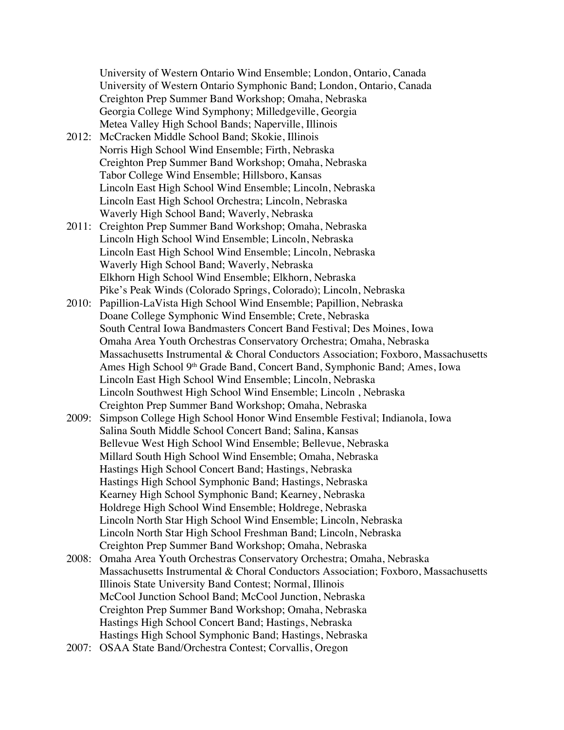University of Western Ontario Wind Ensemble; London, Ontario, Canada
University of Western Ontario Symphonic Band; London, Ontario, Canada
Creighton Prep Summer Band Workshop; Omaha, Nebraska
Georgia College Wind Symphony; Milledgeville, Georgia
Metea Valley High School Bands; Naperville, Illinois

2012: McCracken Middle School Band; Skokie, Illinois
Norris High School Wind Ensemble; Firth, Nebraska
Creighton Prep Summer Band Workshop; Omaha, Nebraska
Tabor College Wind Ensemble; Hillsboro, Kansas
Lincoln East High School Wind Ensemble; Lincoln, Nebraska
Lincoln East High School Orchestra; Lincoln, Nebraska
Waverly High School Band; Waverly, Nebraska

2011: Creighton Prep Summer Band Workshop; Omaha, Nebraska
Lincoln High School Wind Ensemble; Lincoln, Nebraska
Lincoln East High School Wind Ensemble; Lincoln, Nebraska
Waverly High School Band; Waverly, Nebraska
Elkhorn High School Wind Ensemble; Elkhorn, Nebraska
Pike's Peak Winds (Colorado Springs, Colorado); Lincoln, Nebraska

2010: Papillion-LaVista High School Wind Ensemble; Papillion, Nebraska
Doane College Symphonic Wind Ensemble; Crete, Nebraska
South Central Iowa Bandmasters Concert Band Festival; Des Moines, Iowa
Omaha Area Youth Orchestras Conservatory Orchestra; Omaha, Nebraska
Massachusetts Instrumental & Choral Conductors Association; Foxboro, Massachusetts
Ames High School 9th Grade Band, Concert Band, Symphonic Band; Ames, Iowa
Lincoln East High School Wind Ensemble; Lincoln, Nebraska
Lincoln Southwest High School Wind Ensemble; Lincoln , Nebraska
Creighton Prep Summer Band Workshop; Omaha, Nebraska

2009: Simpson College High School Honor Wind Ensemble Festival; Indianola, Iowa
Salina South Middle School Concert Band; Salina, Kansas
Bellevue West High School Wind Ensemble; Bellevue, Nebraska
Millard South High School Wind Ensemble; Omaha, Nebraska
Hastings High School Concert Band; Hastings, Nebraska
Hastings High School Symphonic Band; Hastings, Nebraska
Kearney High School Symphonic Band; Kearney, Nebraska
Holdrege High School Wind Ensemble; Holdrege, Nebraska
Lincoln North Star High School Wind Ensemble; Lincoln, Nebraska
Lincoln North Star High School Freshman Band; Lincoln, Nebraska
Creighton Prep Summer Band Workshop; Omaha, Nebraska

2008: Omaha Area Youth Orchestras Conservatory Orchestra; Omaha, Nebraska
Massachusetts Instrumental & Choral Conductors Association; Foxboro, Massachusetts
Illinois State University Band Contest; Normal, Illinois
McCool Junction School Band; McCool Junction, Nebraska
Creighton Prep Summer Band Workshop; Omaha, Nebraska
Hastings High School Concert Band; Hastings, Nebraska
Hastings High School Symphonic Band; Hastings, Nebraska

2007: OSAA State Band/Orchestra Contest; Corvallis, Oregon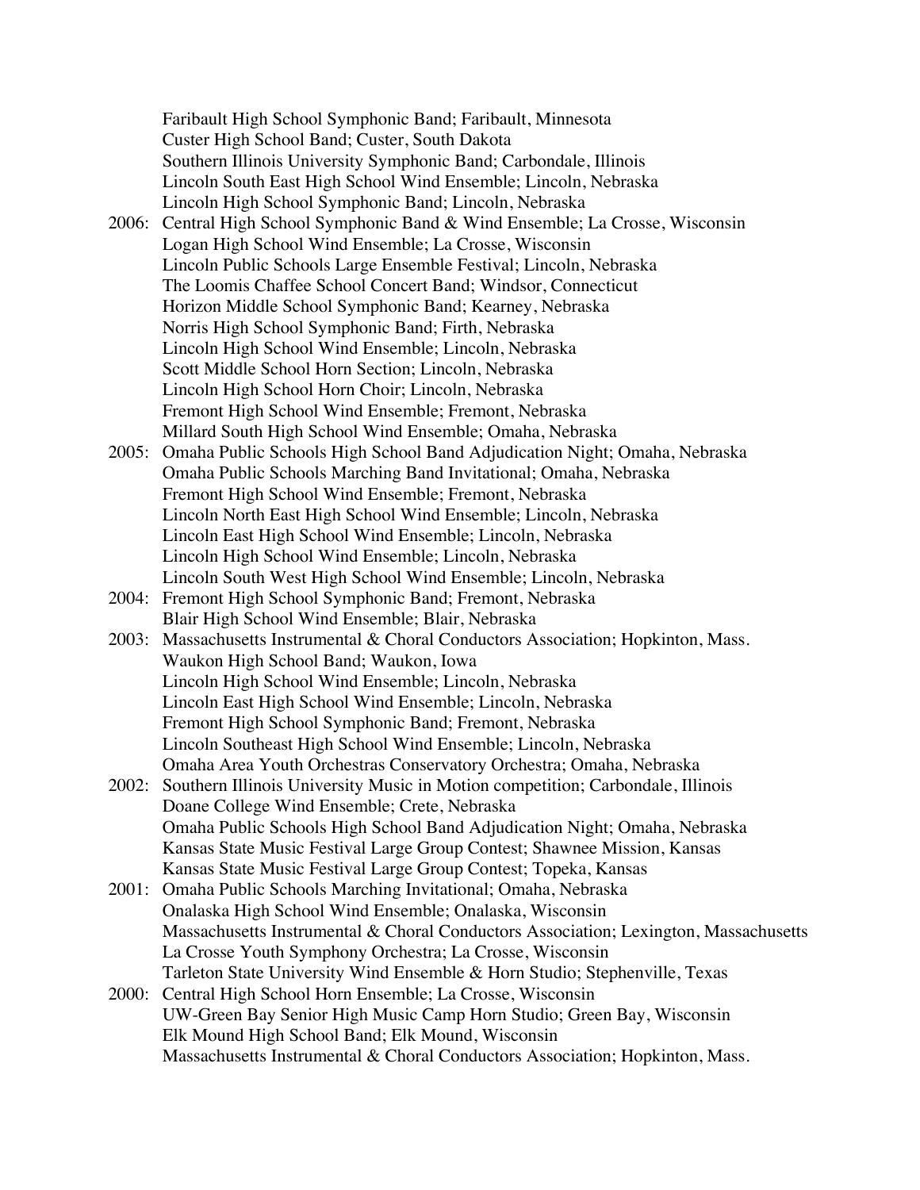Faribault High School Symphonic Band; Faribault, Minnesota
Custer High School Band; Custer, South Dakota
Southern Illinois University Symphonic Band; Carbondale, Illinois
Lincoln South East High School Wind Ensemble; Lincoln, Nebraska
Lincoln High School Symphonic Band; Lincoln, Nebraska

2006: Central High School Symphonic Band & Wind Ensemble; La Crosse, Wisconsin
Logan High School Wind Ensemble; La Crosse, Wisconsin
Lincoln Public Schools Large Ensemble Festival; Lincoln, Nebraska
The Loomis Chaffee School Concert Band; Windsor, Connecticut
Horizon Middle School Symphonic Band; Kearney, Nebraska
Norris High School Symphonic Band; Firth, Nebraska
Lincoln High School Wind Ensemble; Lincoln, Nebraska
Scott Middle School Horn Section; Lincoln, Nebraska
Lincoln High School Horn Choir; Lincoln, Nebraska
Fremont High School Wind Ensemble; Fremont, Nebraska
Millard South High School Wind Ensemble; Omaha, Nebraska

2005: Omaha Public Schools High School Band Adjudication Night; Omaha, Nebraska
Omaha Public Schools Marching Band Invitational; Omaha, Nebraska
Fremont High School Wind Ensemble; Fremont, Nebraska
Lincoln North East High School Wind Ensemble; Lincoln, Nebraska
Lincoln East High School Wind Ensemble; Lincoln, Nebraska
Lincoln High School Wind Ensemble; Lincoln, Nebraska
Lincoln South West High School Wind Ensemble; Lincoln, Nebraska

2004: Fremont High School Symphonic Band; Fremont, Nebraska
Blair High School Wind Ensemble; Blair, Nebraska

2003: Massachusetts Instrumental & Choral Conductors Association; Hopkinton, Mass.
Waukon High School Band; Waukon, Iowa
Lincoln High School Wind Ensemble; Lincoln, Nebraska
Lincoln East High School Wind Ensemble; Lincoln, Nebraska
Fremont High School Symphonic Band; Fremont, Nebraska
Lincoln Southeast High School Wind Ensemble; Lincoln, Nebraska
Omaha Area Youth Orchestras Conservatory Orchestra; Omaha, Nebraska

2002: Southern Illinois University Music in Motion competition; Carbondale, Illinois
Doane College Wind Ensemble; Crete, Nebraska
Omaha Public Schools High School Band Adjudication Night; Omaha, Nebraska
Kansas State Music Festival Large Group Contest; Shawnee Mission, Kansas
Kansas State Music Festival Large Group Contest; Topeka, Kansas

2001: Omaha Public Schools Marching Invitational; Omaha, Nebraska
Onalaska High School Wind Ensemble; Onalaska, Wisconsin
Massachusetts Instrumental & Choral Conductors Association; Lexington, Massachusetts
La Crosse Youth Symphony Orchestra; La Crosse, Wisconsin
Tarleton State University Wind Ensemble & Horn Studio; Stephenville, Texas

2000: Central High School Horn Ensemble; La Crosse, Wisconsin
UW-Green Bay Senior High Music Camp Horn Studio; Green Bay, Wisconsin
Elk Mound High School Band; Elk Mound, Wisconsin
Massachusetts Instrumental & Choral Conductors Association; Hopkinton, Mass.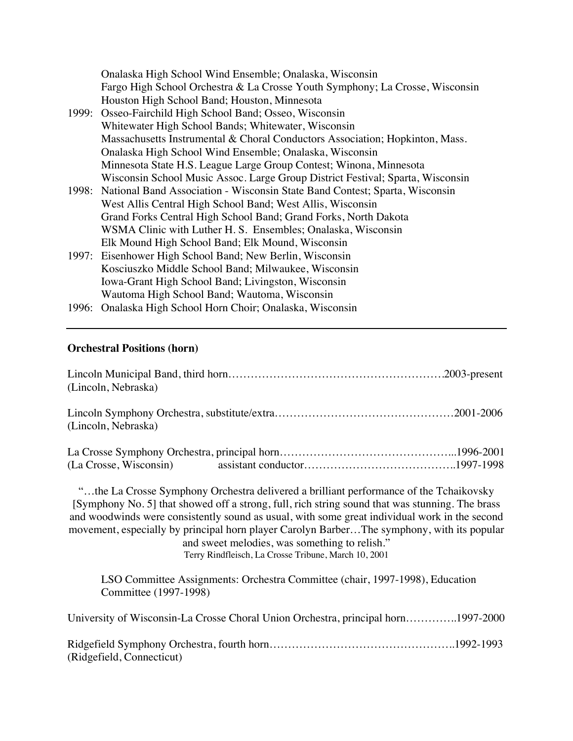Onalaska High School Wind Ensemble; Onalaska, Wisconsin
Fargo High School Orchestra & La Crosse Youth Symphony; La Crosse, Wisconsin
Houston High School Band; Houston, Minnesota

1999: Osseo-Fairchild High School Band; Osseo, Wisconsin
Whitewater High School Bands; Whitewater, Wisconsin
Massachusetts Instrumental & Choral Conductors Association; Hopkinton, Mass.
Onalaska High School Wind Ensemble; Onalaska, Wisconsin
Minnesota State H.S. League Large Group Contest; Winona, Minnesota
Wisconsin School Music Assoc. Large Group District Festival; Sparta, Wisconsin

1998: National Band Association - Wisconsin State Band Contest; Sparta, Wisconsin
West Allis Central High School Band; West Allis, Wisconsin
Grand Forks Central High School Band; Grand Forks, North Dakota
WSMA Clinic with Luther H. S. Ensembles; Onalaska, Wisconsin
Elk Mound High School Band; Elk Mound, Wisconsin

1997: Eisenhower High School Band; New Berlin, Wisconsin
Kosciuszko Middle School Band; Milwaukee, Wisconsin
Iowa-Grant High School Band; Livingston, Wisconsin
Wautoma High School Band; Wautoma, Wisconsin

1996: Onalaska High School Horn Choir; Onalaska, Wisconsin

---

**Orchestral Positions (horn)**

Lincoln Municipal Band, third horn……………………………………………………2003-present
(Lincoln, Nebraska)

Lincoln Symphony Orchestra, substitute/extra…………………………………………2001-2006
(Lincoln, Nebraska)

La Crosse Symphony Orchestra, principal horn………………………………………...1996-2001
(La Crosse, Wisconsin) assistant conductor…………………………………..1997-1998

"…the La Crosse Symphony Orchestra delivered a brilliant performance of the Tchaikovsky [Symphony No. 5] that showed off a strong, full, rich string sound that was stunning. The brass and woodwinds were consistently sound as usual, with some great individual work in the second movement, especially by principal horn player Carolyn Barber…The symphony, with its popular and sweet melodies, was something to relish."
Terry Rindfleisch, La Crosse Tribune, March 10, 2001

LSO Committee Assignments: Orchestra Committee (chair, 1997-1998), Education Committee (1997-1998)

University of Wisconsin-La Crosse Choral Union Orchestra, principal horn…………..1997-2000

Ridgefield Symphony Orchestra, fourth horn…………………………………………..1992-1993
(Ridgefield, Connecticut)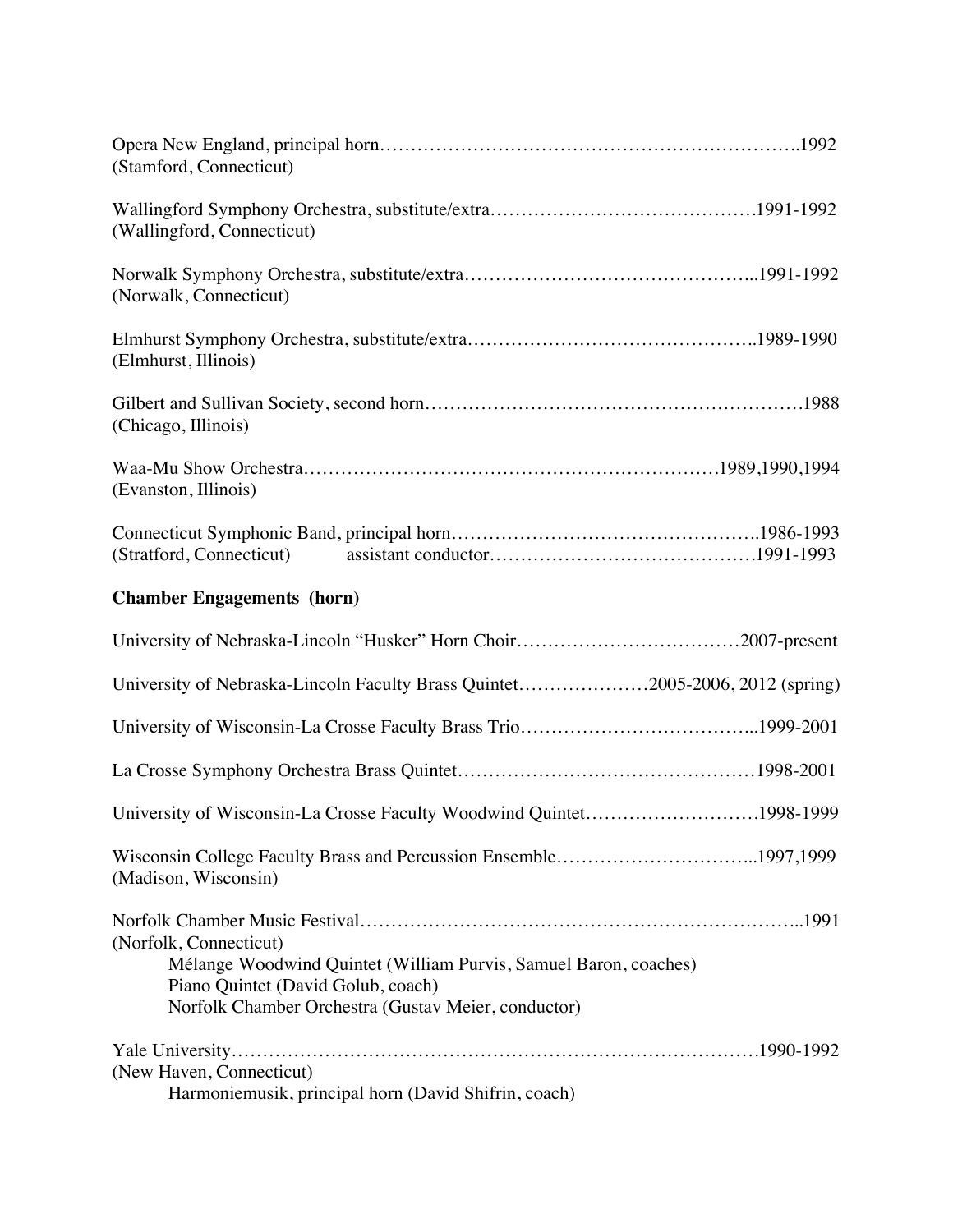Opera New England, principal horn…………………………………………………………..1992
(Stamford, Connecticut)

Wallingford Symphony Orchestra, substitute/extra…………………………………….1991-1992
(Wallingford, Connecticut)

Norwalk Symphony Orchestra, substitute/extra………………………………………...1991-1992
(Norwalk, Connecticut)

Elmhurst Symphony Orchestra, substitute/extra………………………………………..1989-1990
(Elmhurst, Illinois)

Gilbert and Sullivan Society, second horn…………………………………………………1988
(Chicago, Illinois)

Waa-Mu Show Orchestra…………………………………………………………1989,1990,1994
(Evanston, Illinois)

Connecticut Symphonic Band, principal horn…………………………………………..1986-1993
(Stratford, Connecticut) assistant conductor…………………………………….1991-1993

**Chamber Engagements (horn)**

University of Nebraska-Lincoln "Husker" Horn Choir………………………………2007-present

University of Nebraska-Lincoln Faculty Brass Quintet…………………2005-2006, 2012 (spring)

University of Wisconsin-La Crosse Faculty Brass Trio………………………………...1999-2001

La Crosse Symphony Orchestra Brass Quintet…………………………………………1998-2001

University of Wisconsin-La Crosse Faculty Woodwind Quintet………………………1998-1999

Wisconsin College Faculty Brass and Percussion Ensemble…………………………...1997,1999
(Madison, Wisconsin)

Norfolk Chamber Music Festival…………………………………………………………...1991
(Norfolk, Connecticut)
Mélange Woodwind Quintet (William Purvis, Samuel Baron, coaches)
Piano Quintet (David Golub, coach)
Norfolk Chamber Orchestra (Gustav Meier, conductor)

Yale University…………………………………………………………………….1990-1992
(New Haven, Connecticut)
Harmoniemusik, principal horn (David Shifrin, coach)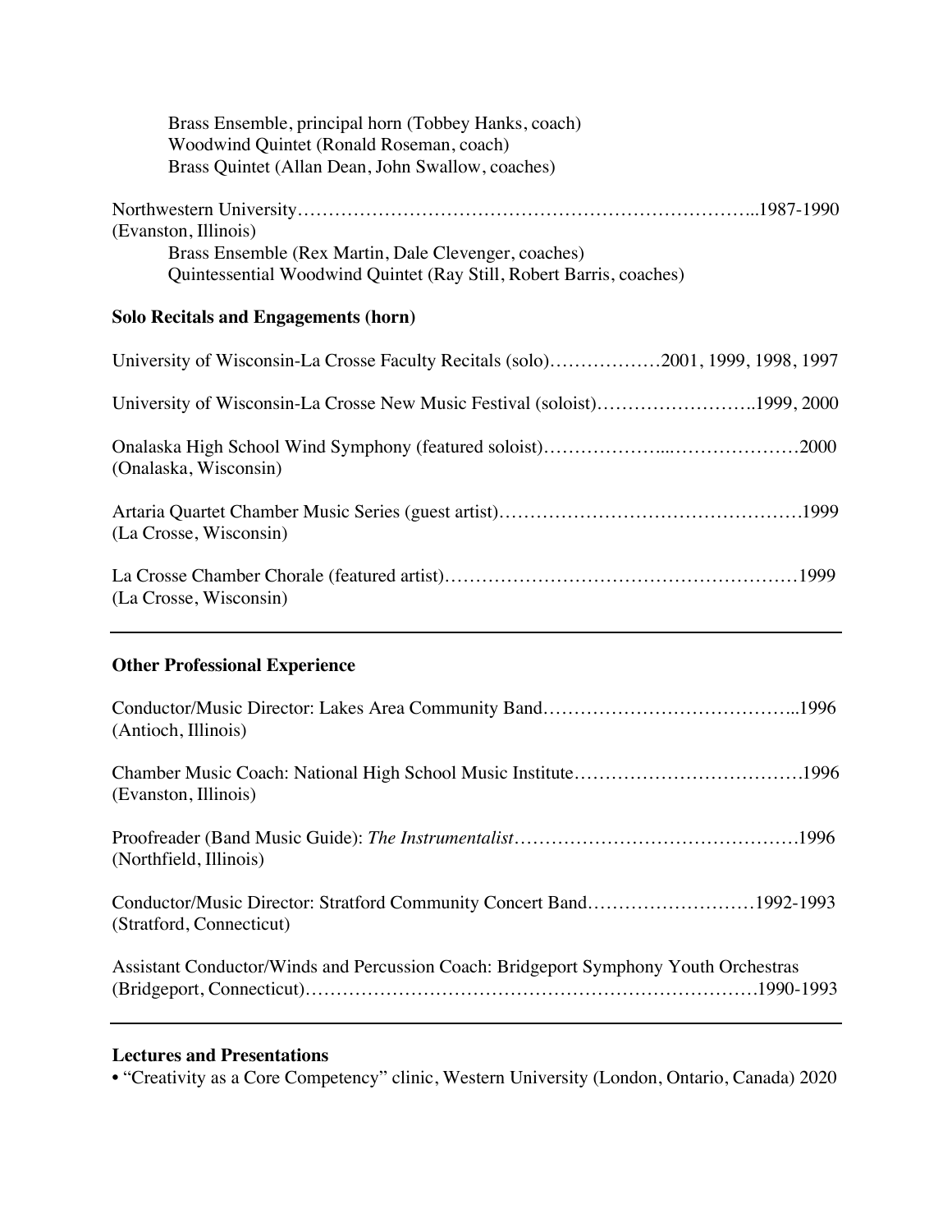Brass Ensemble, principal horn (Tobbey Hanks, coach)
Woodwind Quintet (Ronald Roseman, coach)
Brass Quintet (Allan Dean, John Swallow, coaches)

Northwestern University……………………………………………………………………..1987-1990
(Evanston, Illinois)
Brass Ensemble (Rex Martin, Dale Clevenger, coaches)
Quintessential Woodwind Quintet (Ray Still, Robert Barris, coaches)

**Solo Recitals and Engagements (horn)**

University of Wisconsin-La Crosse Faculty Recitals (solo)………………2001, 1999, 1998, 1997

University of Wisconsin-La Crosse New Music Festival (soloist)……………………..1999, 2000

Onalaska High School Wind Symphony (featured soloist)………………...…………………2000
(Onalaska, Wisconsin)

Artaria Quartet Chamber Music Series (guest artist)…………………………………………1999
(La Crosse, Wisconsin)

La Crosse Chamber Chorale (featured artist)………………………………………………1999
(La Crosse, Wisconsin)

---

**Other Professional Experience**

Conductor/Music Director: Lakes Area Community Band…………………………………...1996
(Antioch, Illinois)

Chamber Music Coach: National High School Music Institute………………………………1996
(Evanston, Illinois)

Proofreader (Band Music Guide): *The Instrumentalist*………………………………………1996
(Northfield, Illinois)

Conductor/Music Director: Stratford Community Concert Band………………………1992-1993
(Stratford, Connecticut)

Assistant Conductor/Winds and Percussion Coach: Bridgeport Symphony Youth Orchestras
(Bridgeport, Connecticut)…………………………………………………………………1990-1993

---

**Lectures and Presentations**

- "Creativity as a Core Competency" clinic, Western University (London, Ontario, Canada) 2020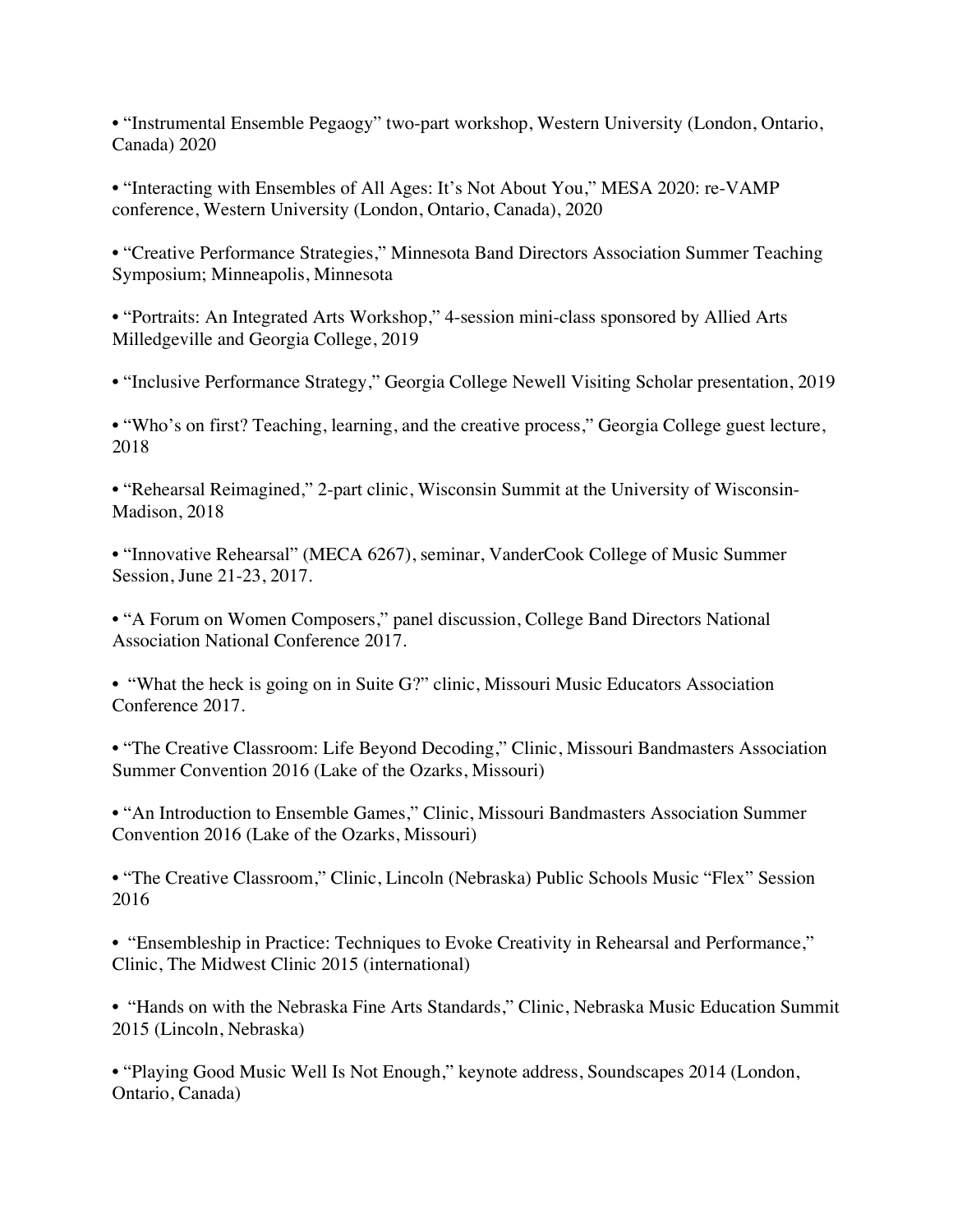- “Instrumental Ensemble Pegaogy” two-part workshop, Western University (London, Ontario, Canada) 2020

- “Interacting with Ensembles of All Ages: It’s Not About You,” MESA 2020: re-VAMP conference, Western University (London, Ontario, Canada), 2020

- “Creative Performance Strategies,” Minnesota Band Directors Association Summer Teaching Symposium; Minneapolis, Minnesota

- “Portraits: An Integrated Arts Workshop,” 4-session mini-class sponsored by Allied Arts Milledgeville and Georgia College, 2019

- “Inclusive Performance Strategy,” Georgia College Newell Visiting Scholar presentation, 2019

- “Who’s on first? Teaching, learning, and the creative process,” Georgia College guest lecture, 2018

- “Rehearsal Reimagined,” 2-part clinic, Wisconsin Summit at the University of Wisconsin-Madison, 2018

- “Innovative Rehearsal” (MECA 6267), seminar, VanderCook College of Music Summer Session, June 21-23, 2017.

- “A Forum on Women Composers,” panel discussion, College Band Directors National Association National Conference 2017.

- “What the heck is going on in Suite G?” clinic, Missouri Music Educators Association Conference 2017.

- “The Creative Classroom: Life Beyond Decoding,” Clinic, Missouri Bandmasters Association Summer Convention 2016 (Lake of the Ozarks, Missouri)

- “An Introduction to Ensemble Games,” Clinic, Missouri Bandmasters Association Summer Convention 2016 (Lake of the Ozarks, Missouri)

- “The Creative Classroom,” Clinic, Lincoln (Nebraska) Public Schools Music “Flex” Session 2016

- “Ensembleship in Practice: Techniques to Evoke Creativity in Rehearsal and Performance,” Clinic, The Midwest Clinic 2015 (international)

- “Hands on with the Nebraska Fine Arts Standards,” Clinic, Nebraska Music Education Summit 2015 (Lincoln, Nebraska)

- “Playing Good Music Well Is Not Enough,” keynote address, Soundscapes 2014 (London, Ontario, Canada)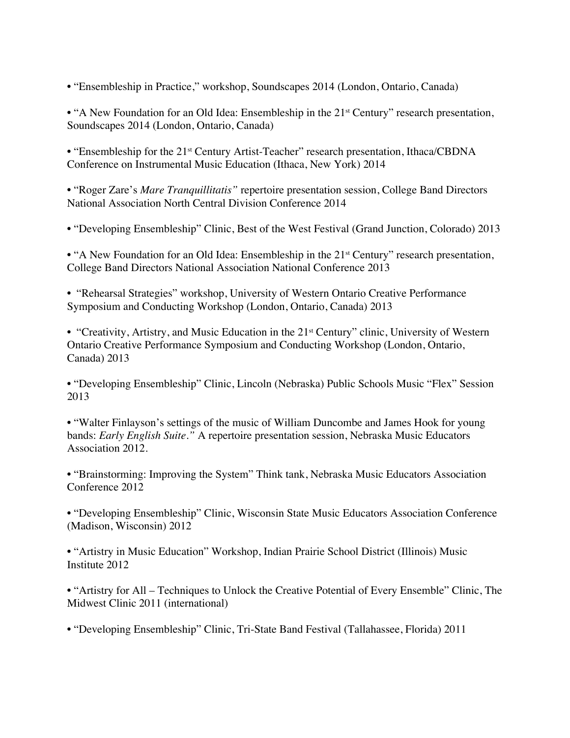- "Ensembleship in Practice," workshop, Soundscapes 2014 (London, Ontario, Canada)

- "A New Foundation for an Old Idea: Ensembleship in the 21st Century" research presentation, Soundscapes 2014 (London, Ontario, Canada)

- "Ensembleship for the 21st Century Artist-Teacher" research presentation, Ithaca/CBDNA Conference on Instrumental Music Education (Ithaca, New York) 2014

- "Roger Zare's *Mare Tranquillitatis"* repertoire presentation session, College Band Directors National Association North Central Division Conference 2014

- "Developing Ensembleship" Clinic, Best of the West Festival (Grand Junction, Colorado) 2013

- "A New Foundation for an Old Idea: Ensembleship in the 21st Century" research presentation, College Band Directors National Association National Conference 2013

- "Rehearsal Strategies" workshop, University of Western Ontario Creative Performance Symposium and Conducting Workshop (London, Ontario, Canada) 2013

- "Creativity, Artistry, and Music Education in the 21st Century" clinic, University of Western Ontario Creative Performance Symposium and Conducting Workshop (London, Ontario, Canada) 2013

- "Developing Ensembleship" Clinic, Lincoln (Nebraska) Public Schools Music "Flex" Session 2013

- "Walter Finlayson's settings of the music of William Duncombe and James Hook for young bands: *Early English Suite."* A repertoire presentation session, Nebraska Music Educators Association 2012.

- "Brainstorming: Improving the System" Think tank, Nebraska Music Educators Association Conference 2012

- "Developing Ensembleship" Clinic, Wisconsin State Music Educators Association Conference (Madison, Wisconsin) 2012

- "Artistry in Music Education" Workshop, Indian Prairie School District (Illinois) Music Institute 2012

- "Artistry for All – Techniques to Unlock the Creative Potential of Every Ensemble" Clinic, The Midwest Clinic 2011 (international)

- "Developing Ensembleship" Clinic, Tri-State Band Festival (Tallahassee, Florida) 2011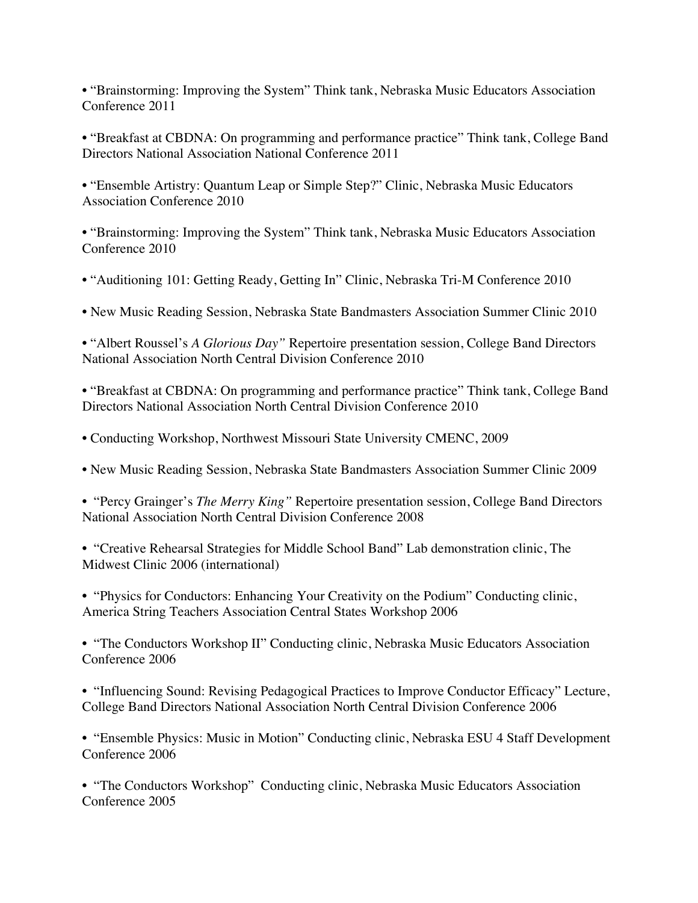- "Brainstorming: Improving the System" Think tank, Nebraska Music Educators Association Conference 2011

- "Breakfast at CBDNA: On programming and performance practice" Think tank, College Band Directors National Association National Conference 2011

- "Ensemble Artistry: Quantum Leap or Simple Step?" Clinic, Nebraska Music Educators Association Conference 2010

- "Brainstorming: Improving the System" Think tank, Nebraska Music Educators Association Conference 2010

- "Auditioning 101: Getting Ready, Getting In" Clinic, Nebraska Tri-M Conference 2010

- New Music Reading Session, Nebraska State Bandmasters Association Summer Clinic 2010

- "Albert Roussel's *A Glorious Day"* Repertoire presentation session, College Band Directors National Association North Central Division Conference 2010

- "Breakfast at CBDNA: On programming and performance practice" Think tank, College Band Directors National Association North Central Division Conference 2010

- Conducting Workshop, Northwest Missouri State University CMENC, 2009

- New Music Reading Session, Nebraska State Bandmasters Association Summer Clinic 2009

- "Percy Grainger's *The Merry King"* Repertoire presentation session, College Band Directors National Association North Central Division Conference 2008

- "Creative Rehearsal Strategies for Middle School Band" Lab demonstration clinic, The Midwest Clinic 2006 (international)

- "Physics for Conductors: Enhancing Your Creativity on the Podium" Conducting clinic, America String Teachers Association Central States Workshop 2006

- "The Conductors Workshop II" Conducting clinic, Nebraska Music Educators Association Conference 2006

- "Influencing Sound: Revising Pedagogical Practices to Improve Conductor Efficacy" Lecture, College Band Directors National Association North Central Division Conference 2006

- "Ensemble Physics: Music in Motion" Conducting clinic, Nebraska ESU 4 Staff Development Conference 2006

- "The Conductors Workshop" Conducting clinic, Nebraska Music Educators Association Conference 2005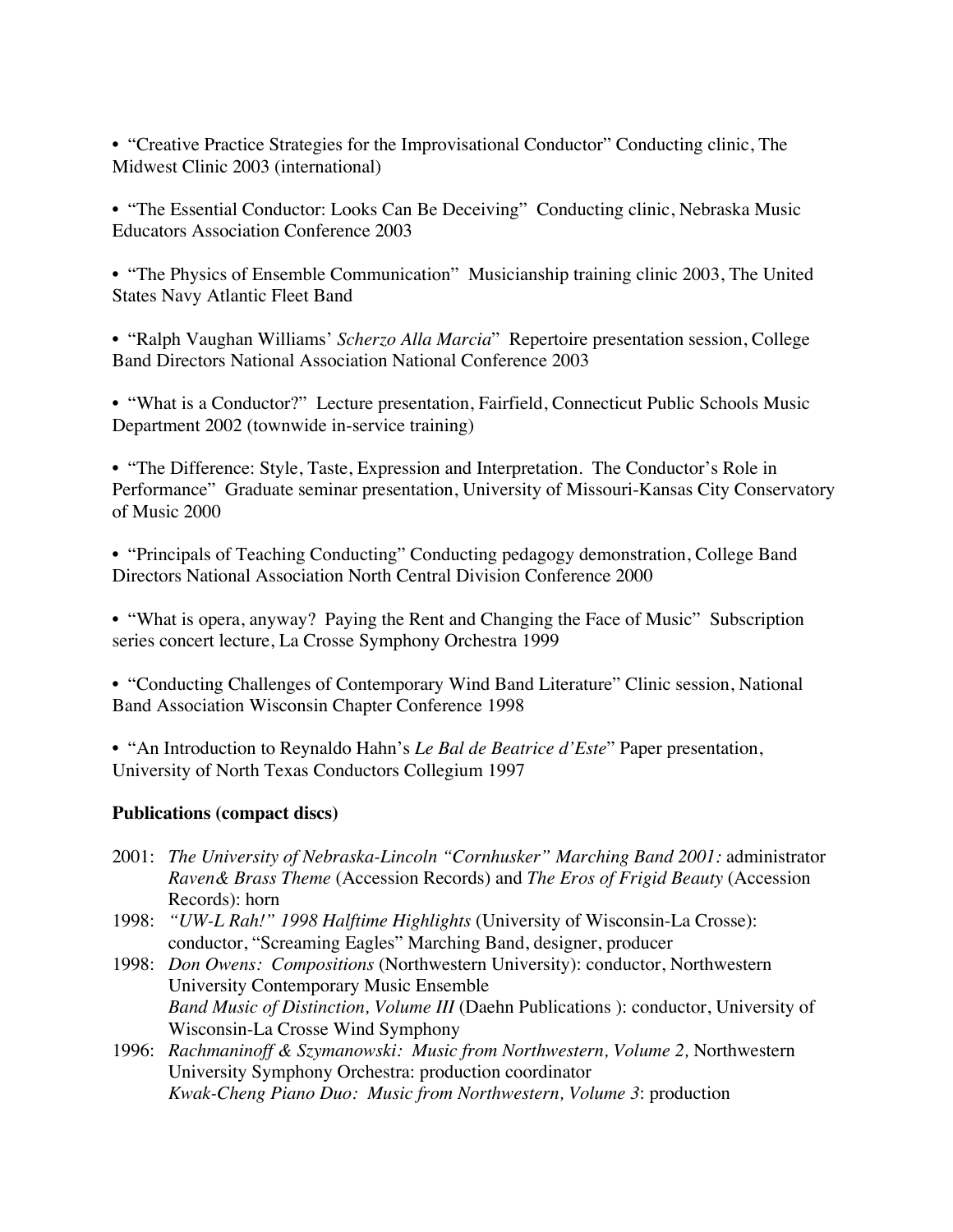• "Creative Practice Strategies for the Improvisational Conductor" Conducting clinic, The Midwest Clinic 2003 (international)

• "The Essential Conductor: Looks Can Be Deceiving" Conducting clinic, Nebraska Music Educators Association Conference 2003

• "The Physics of Ensemble Communication" Musicianship training clinic 2003, The United States Navy Atlantic Fleet Band

• "Ralph Vaughan Williams' *Scherzo Alla Marcia*" Repertoire presentation session, College Band Directors National Association National Conference 2003

• "What is a Conductor?" Lecture presentation, Fairfield, Connecticut Public Schools Music Department 2002 (townwide in-service training)

• "The Difference: Style, Taste, Expression and Interpretation. The Conductor's Role in Performance" Graduate seminar presentation, University of Missouri-Kansas City Conservatory of Music 2000

• "Principals of Teaching Conducting" Conducting pedagogy demonstration, College Band Directors National Association North Central Division Conference 2000

• "What is opera, anyway? Paying the Rent and Changing the Face of Music" Subscription series concert lecture, La Crosse Symphony Orchestra 1999

• "Conducting Challenges of Contemporary Wind Band Literature" Clinic session, National Band Association Wisconsin Chapter Conference 1998

• "An Introduction to Reynaldo Hahn's *Le Bal de Beatrice d'Este*" Paper presentation, University of North Texas Conductors Collegium 1997

**Publications (compact discs)**

2001: *The University of Nebraska-Lincoln "Cornhusker" Marching Band 2001:* administrator
*Raven& Brass Theme* (Accession Records) and *The Eros of Frigid Beauty* (Accession Records): horn

1998: *"UW-L Rah!" 1998 Halftime Highlights* (University of Wisconsin-La Crosse): conductor, "Screaming Eagles" Marching Band, designer, producer

1998: *Don Owens: Compositions* (Northwestern University): conductor, Northwestern University Contemporary Music Ensemble
*Band Music of Distinction, Volume III* (Daehn Publications ): conductor, University of Wisconsin-La Crosse Wind Symphony

1996: *Rachmaninoff & Szymanowski: Music from Northwestern, Volume 2,* Northwestern University Symphony Orchestra: production coordinator
*Kwak-Cheng Piano Duo: Music from Northwestern, Volume 3*: production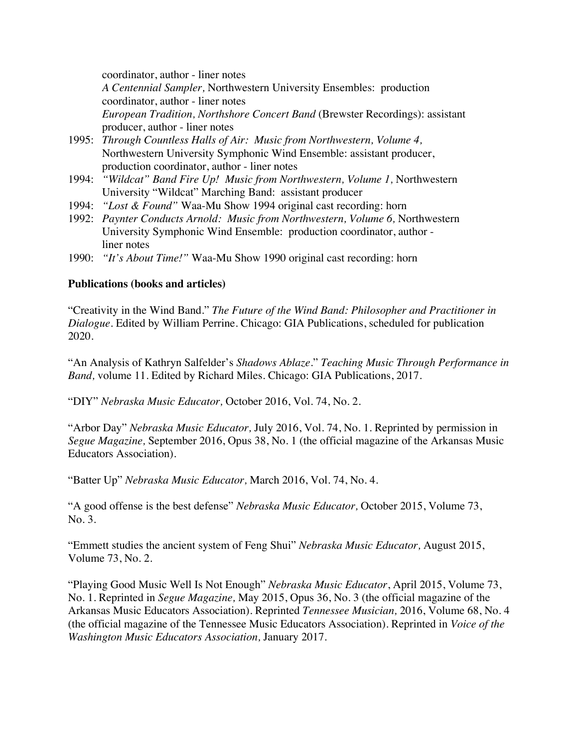coordinator, author - liner notes
*A Centennial Sampler,* Northwestern University Ensembles: production coordinator, author - liner notes
*European Tradition, Northshore Concert Band* (Brewster Recordings): assistant producer, author - liner notes

1995: *Through Countless Halls of Air: Music from Northwestern, Volume 4,* Northwestern University Symphonic Wind Ensemble: assistant producer, production coordinator, author - liner notes

1994: *"Wildcat" Band Fire Up! Music from Northwestern, Volume 1,* Northwestern University "Wildcat" Marching Band: assistant producer

1994: *"Lost & Found"* Waa-Mu Show 1994 original cast recording: horn

1992: *Paynter Conducts Arnold: Music from Northwestern, Volume 6,* Northwestern University Symphonic Wind Ensemble: production coordinator, author - liner notes

1990: *"It's About Time!"* Waa-Mu Show 1990 original cast recording: horn

**Publications (books and articles)**

"Creativity in the Wind Band." *The Future of the Wind Band: Philosopher and Practitioner in Dialogue*. Edited by William Perrine. Chicago: GIA Publications, scheduled for publication 2020.

"An Analysis of Kathryn Salfelder's *Shadows Ablaze*." *Teaching Music Through Performance in Band,* volume 11. Edited by Richard Miles. Chicago: GIA Publications, 2017.

"DIY" *Nebraska Music Educator,* October 2016, Vol. 74, No. 2.

"Arbor Day" *Nebraska Music Educator,* July 2016, Vol. 74, No. 1. Reprinted by permission in *Segue Magazine,* September 2016, Opus 38, No. 1 (the official magazine of the Arkansas Music Educators Association).

"Batter Up" *Nebraska Music Educator,* March 2016, Vol. 74, No. 4.

"A good offense is the best defense" *Nebraska Music Educator,* October 2015, Volume 73, No. 3.

"Emmett studies the ancient system of Feng Shui" *Nebraska Music Educator,* August 2015, Volume 73, No. 2.

"Playing Good Music Well Is Not Enough" *Nebraska Music Educator*, April 2015, Volume 73, No. 1. Reprinted in *Segue Magazine,* May 2015, Opus 36, No. 3 (the official magazine of the Arkansas Music Educators Association). Reprinted *Tennessee Musician,* 2016, Volume 68, No. 4 (the official magazine of the Tennessee Music Educators Association). Reprinted in *Voice of the Washington Music Educators Association,* January 2017.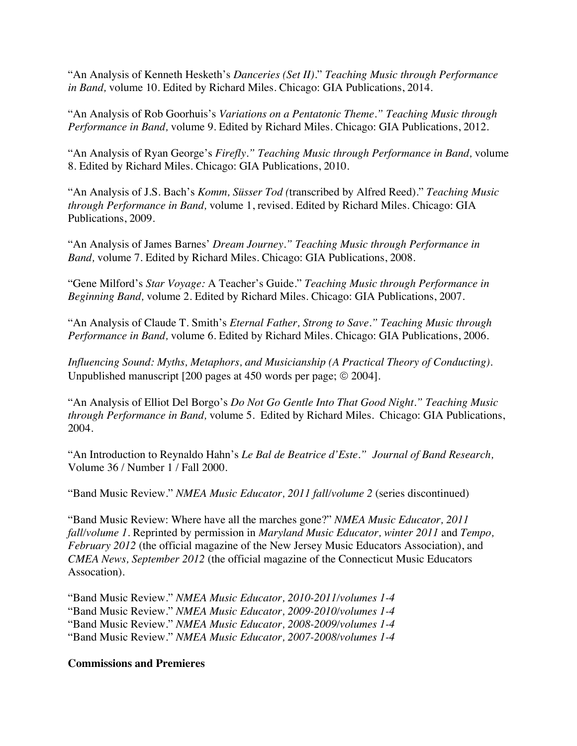"An Analysis of Kenneth Hesketh's *Danceries (Set II)*." *Teaching Music through Performance in Band,* volume 10. Edited by Richard Miles. Chicago: GIA Publications, 2014.

"An Analysis of Rob Goorhuis's *Variations on a Pentatonic Theme." Teaching Music through Performance in Band,* volume 9. Edited by Richard Miles. Chicago: GIA Publications, 2012.

"An Analysis of Ryan George's *Firefly." Teaching Music through Performance in Band,* volume 8. Edited by Richard Miles. Chicago: GIA Publications, 2010.

"An Analysis of J.S. Bach's *Komm, Süsser Tod (*transcribed by Alfred Reed)." *Teaching Music through Performance in Band,* volume 1, revised. Edited by Richard Miles. Chicago: GIA Publications, 2009.

"An Analysis of James Barnes' *Dream Journey." Teaching Music through Performance in Band,* volume 7. Edited by Richard Miles. Chicago: GIA Publications, 2008.

"Gene Milford's *Star Voyage:* A Teacher's Guide." *Teaching Music through Performance in Beginning Band,* volume 2. Edited by Richard Miles. Chicago: GIA Publications, 2007.

"An Analysis of Claude T. Smith's *Eternal Father, Strong to Save." Teaching Music through Performance in Band,* volume 6. Edited by Richard Miles. Chicago: GIA Publications, 2006.

*Influencing Sound: Myths, Metaphors, and Musicianship (A Practical Theory of Conducting).* Unpublished manuscript [200 pages at 450 words per page; © 2004].

"An Analysis of Elliot Del Borgo's *Do Not Go Gentle Into That Good Night." Teaching Music through Performance in Band,* volume 5. Edited by Richard Miles. Chicago: GIA Publications, 2004.

"An Introduction to Reynaldo Hahn's *Le Bal de Beatrice d'Este." Journal of Band Research,* Volume 36 / Number 1 / Fall 2000.

"Band Music Review." *NMEA Music Educator, 2011 fall/volume 2* (series discontinued)

"Band Music Review: Where have all the marches gone?" *NMEA Music Educator, 2011 fall/volume 1.* Reprinted by permission in *Maryland Music Educator, winter 2011* and *Tempo, February 2012* (the official magazine of the New Jersey Music Educators Association), and *CMEA News, September 2012* (the official magazine of the Connecticut Music Educators Assocation).

"Band Music Review." *NMEA Music Educator, 2010-2011/volumes 1-4*
"Band Music Review." *NMEA Music Educator, 2009-2010/volumes 1-4*
"Band Music Review." *NMEA Music Educator, 2008-2009/volumes 1-4*
"Band Music Review." *NMEA Music Educator, 2007-2008/volumes 1-4*

**Commissions and Premieres**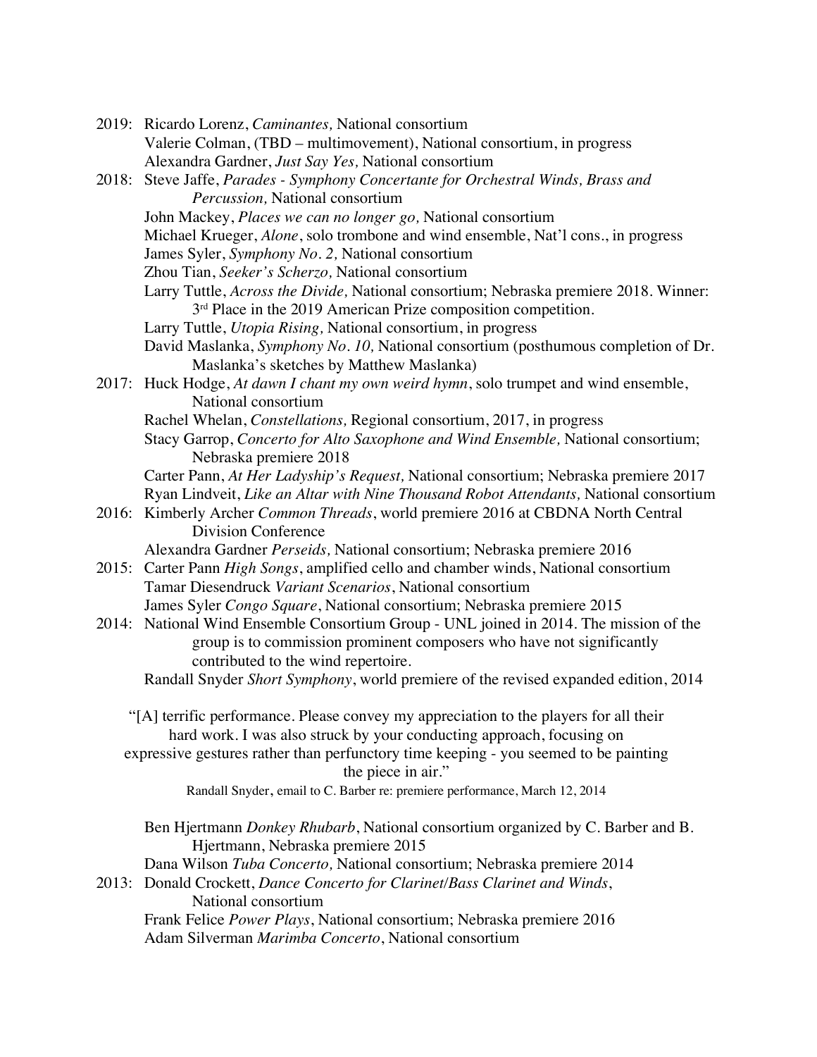2019: Ricardo Lorenz, *Caminantes,* National consortium
Valerie Colman, (TBD – multimovement), National consortium, in progress
Alexandra Gardner, *Just Say Yes,* National consortium

2018: Steve Jaffe, *Parades - Symphony Concertante for Orchestral Winds, Brass and Percussion,* National consortium
John Mackey, *Places we can no longer go,* National consortium
Michael Krueger, *Alone*, solo trombone and wind ensemble, Nat'l cons., in progress
James Syler, *Symphony No. 2,* National consortium
Zhou Tian, *Seeker's Scherzo,* National consortium
Larry Tuttle, *Across the Divide,* National consortium; Nebraska premiere 2018. Winner: 3rd Place in the 2019 American Prize composition competition.
Larry Tuttle, *Utopia Rising,* National consortium, in progress
David Maslanka, *Symphony No. 10,* National consortium (posthumous completion of Dr. Maslanka's sketches by Matthew Maslanka)

2017: Huck Hodge, *At dawn I chant my own weird hymn*, solo trumpet and wind ensemble, National consortium
Rachel Whelan, *Constellations,* Regional consortium, 2017, in progress
Stacy Garrop, *Concerto for Alto Saxophone and Wind Ensemble,* National consortium; Nebraska premiere 2018
Carter Pann, *At Her Ladyship's Request,* National consortium; Nebraska premiere 2017
Ryan Lindveit, *Like an Altar with Nine Thousand Robot Attendants,* National consortium

2016: Kimberly Archer *Common Threads*, world premiere 2016 at CBDNA North Central Division Conference
Alexandra Gardner *Perseids,* National consortium; Nebraska premiere 2016

2015: Carter Pann *High Songs*, amplified cello and chamber winds, National consortium
Tamar Diesendruck *Variant Scenarios*, National consortium
James Syler *Congo Square*, National consortium; Nebraska premiere 2015

2014: National Wind Ensemble Consortium Group - UNL joined in 2014. The mission of the group is to commission prominent composers who have not significantly contributed to the wind repertoire.
Randall Snyder *Short Symphony*, world premiere of the revised expanded edition, 2014

"[A] terrific performance. Please convey my appreciation to the players for all their hard work. I was also struck by your conducting approach, focusing on expressive gestures rather than perfunctory time keeping - you seemed to be painting the piece in air."

Randall Snyder, email to C. Barber re: premiere performance, March 12, 2014

Ben Hjertmann *Donkey Rhubarb*, National consortium organized by C. Barber and B. Hjertmann, Nebraska premiere 2015
Dana Wilson *Tuba Concerto,* National consortium; Nebraska premiere 2014

2013: Donald Crockett, *Dance Concerto for Clarinet/Bass Clarinet and Winds*, National consortium
Frank Felice *Power Plays*, National consortium; Nebraska premiere 2016
Adam Silverman *Marimba Concerto*, National consortium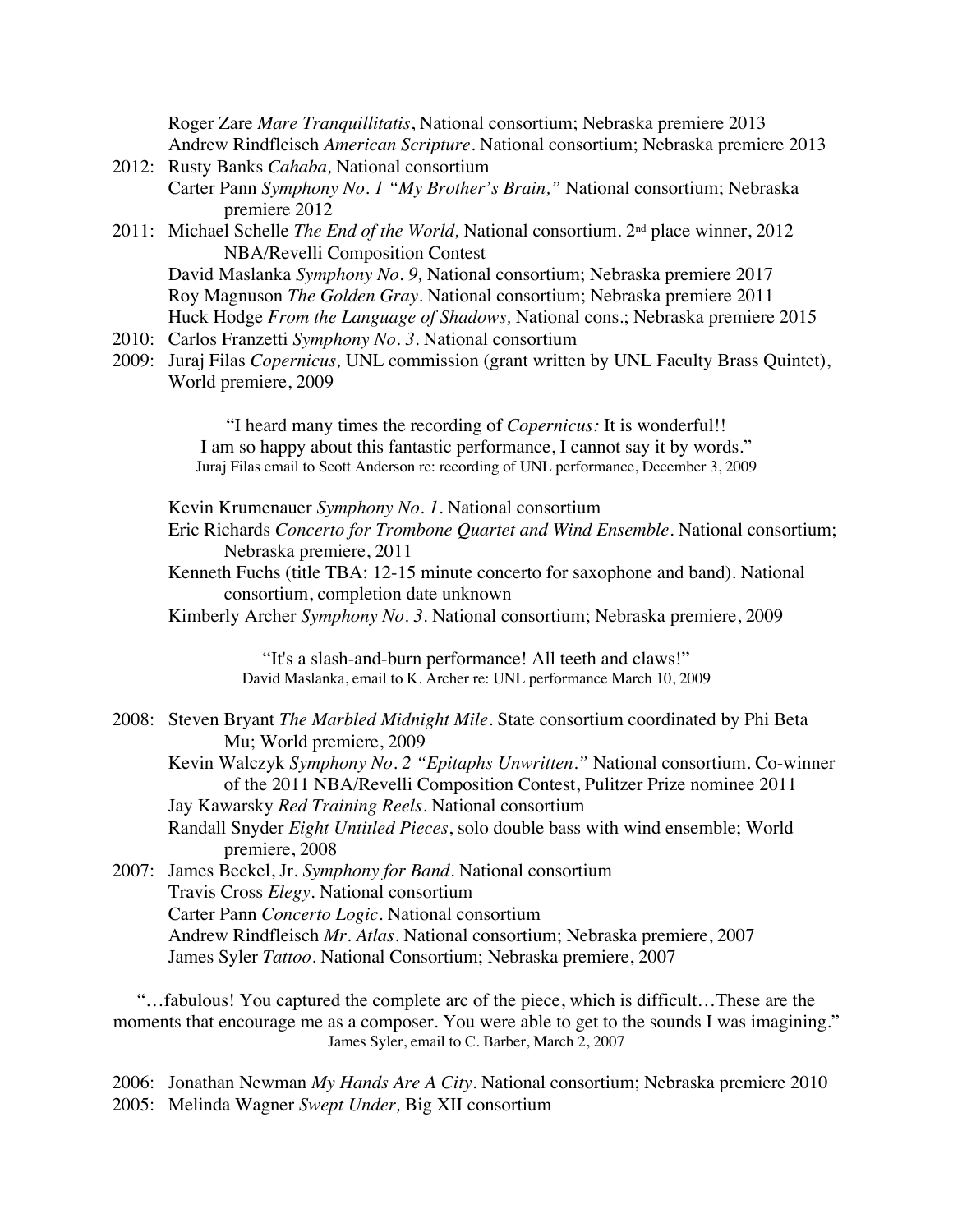Roger Zare *Mare Tranquillitatis*, National consortium; Nebraska premiere 2013
Andrew Rindfleisch *American Scripture*. National consortium; Nebraska premiere 2013

2012: Rusty Banks *Cahaba,* National consortium
Carter Pann *Symphony No. 1 "My Brother's Brain,"* National consortium; Nebraska premiere 2012

2011: Michael Schelle *The End of the World,* National consortium. 2nd place winner, 2012 NBA/Revelli Composition Contest
David Maslanka *Symphony No. 9,* National consortium; Nebraska premiere 2017
Roy Magnuson *The Golden Gray*. National consortium; Nebraska premiere 2011
Huck Hodge *From the Language of Shadows,* National cons.; Nebraska premiere 2015

2010: Carlos Franzetti *Symphony No. 3*. National consortium

2009: Juraj Filas *Copernicus,* UNL commission (grant written by UNL Faculty Brass Quintet), World premiere, 2009

> "I heard many times the recording of *Copernicus:* It is wonderful!! I am so happy about this fantastic performance, I cannot say it by words."
> Juraj Filas email to Scott Anderson re: recording of UNL performance, December 3, 2009

Kevin Krumenauer *Symphony No. 1*. National consortium
Eric Richards *Concerto for Trombone Quartet and Wind Ensemble*. National consortium; Nebraska premiere, 2011
Kenneth Fuchs (title TBA: 12-15 minute concerto for saxophone and band). National consortium, completion date unknown
Kimberly Archer *Symphony No. 3*. National consortium; Nebraska premiere, 2009

> "It's a slash-and-burn performance! All teeth and claws!"
> David Maslanka, email to K. Archer re: UNL performance March 10, 2009

2008: Steven Bryant *The Marbled Midnight Mile*. State consortium coordinated by Phi Beta Mu; World premiere, 2009
Kevin Walczyk *Symphony No. 2 "Epitaphs Unwritten."* National consortium. Co-winner of the 2011 NBA/Revelli Composition Contest, Pulitzer Prize nominee 2011
Jay Kawarsky *Red Training Reels*. National consortium
Randall Snyder *Eight Untitled Pieces*, solo double bass with wind ensemble; World premiere, 2008

2007: James Beckel, Jr. *Symphony for Band*. National consortium
Travis Cross *Elegy*. National consortium
Carter Pann *Concerto Logic*. National consortium
Andrew Rindfleisch *Mr. Atlas*. National consortium; Nebraska premiere, 2007
James Syler *Tattoo*. National Consortium; Nebraska premiere, 2007

> "…fabulous! You captured the complete arc of the piece, which is difficult…These are the moments that encourage me as a composer. You were able to get to the sounds I was imagining."
> James Syler, email to C. Barber, March 2, 2007

2006: Jonathan Newman *My Hands Are A City*. National consortium; Nebraska premiere 2010

2005: Melinda Wagner *Swept Under,* Big XII consortium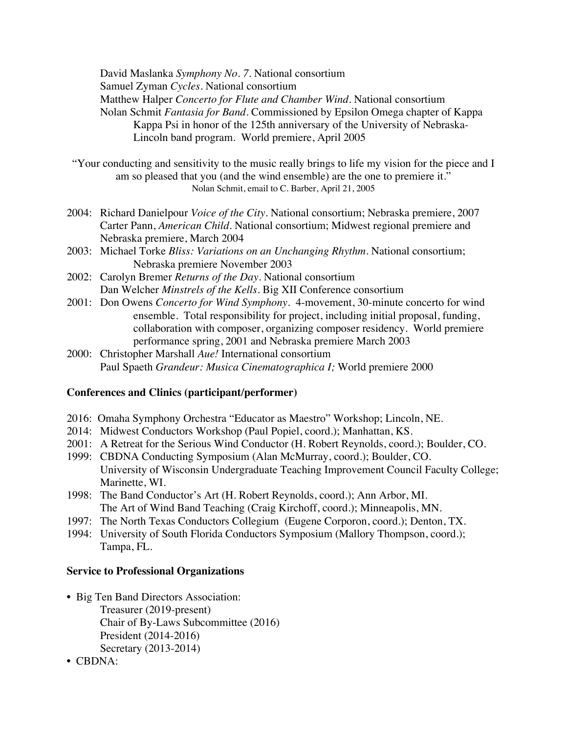David Maslanka *Symphony No. 7*. National consortium
Samuel Zyman *Cycles*. National consortium
Matthew Halper *Concerto for Flute and Chamber Wind*. National consortium
Nolan Schmit *Fantasia for Band*. Commissioned by Epsilon Omega chapter of Kappa Kappa Psi in honor of the 125th anniversary of the University of Nebraska-Lincoln band program. World premiere, April 2005

"Your conducting and sensitivity to the music really brings to life my vision for the piece and I am so pleased that you (and the wind ensemble) are the one to premiere it."
Nolan Schmit, email to C. Barber, April 21, 2005

- 2004: Richard Danielpour *Voice of the City*. National consortium; Nebraska premiere, 2007
  Carter Pann, *American Child*. National consortium; Midwest regional premiere and Nebraska premiere, March 2004
- 2003: Michael Torke *Bliss: Variations on an Unchanging Rhythm*. National consortium; Nebraska premiere November 2003
- 2002: Carolyn Bremer *Returns of the Day*. National consortium
  Dan Welcher *Minstrels of the Kells*. Big XII Conference consortium
- 2001: Don Owens *Concerto for Wind Symphony*. 4-movement, 30-minute concerto for wind ensemble. Total responsibility for project, including initial proposal, funding, collaboration with composer, organizing composer residency. World premiere performance spring, 2001 and Nebraska premiere March 2003
- 2000: Christopher Marshall *Aue!* International consortium
  Paul Spaeth *Grandeur: Musica Cinematographica I;* World premiere 2000

**Conferences and Clinics (participant/performer)**

- 2016: Omaha Symphony Orchestra "Educator as Maestro" Workshop; Lincoln, NE.
- 2014: Midwest Conductors Workshop (Paul Popiel, coord.); Manhattan, KS.
- 2001: A Retreat for the Serious Wind Conductor (H. Robert Reynolds, coord.); Boulder, CO.
- 1999: CBDNA Conducting Symposium (Alan McMurray, coord.); Boulder, CO.
  University of Wisconsin Undergraduate Teaching Improvement Council Faculty College; Marinette, WI.
- 1998: The Band Conductor's Art (H. Robert Reynolds, coord.); Ann Arbor, MI.
  The Art of Wind Band Teaching (Craig Kirchoff, coord.); Minneapolis, MN.
- 1997: The North Texas Conductors Collegium (Eugene Corporon, coord.); Denton, TX.
- 1994: University of South Florida Conductors Symposium (Mallory Thompson, coord.); Tampa, FL.

**Service to Professional Organizations**

- Big Ten Band Directors Association:
  - Treasurer (2019-present)
  - Chair of By-Laws Subcommittee (2016)
  - President (2014-2016)
  - Secretary (2013-2014)
- CBDNA: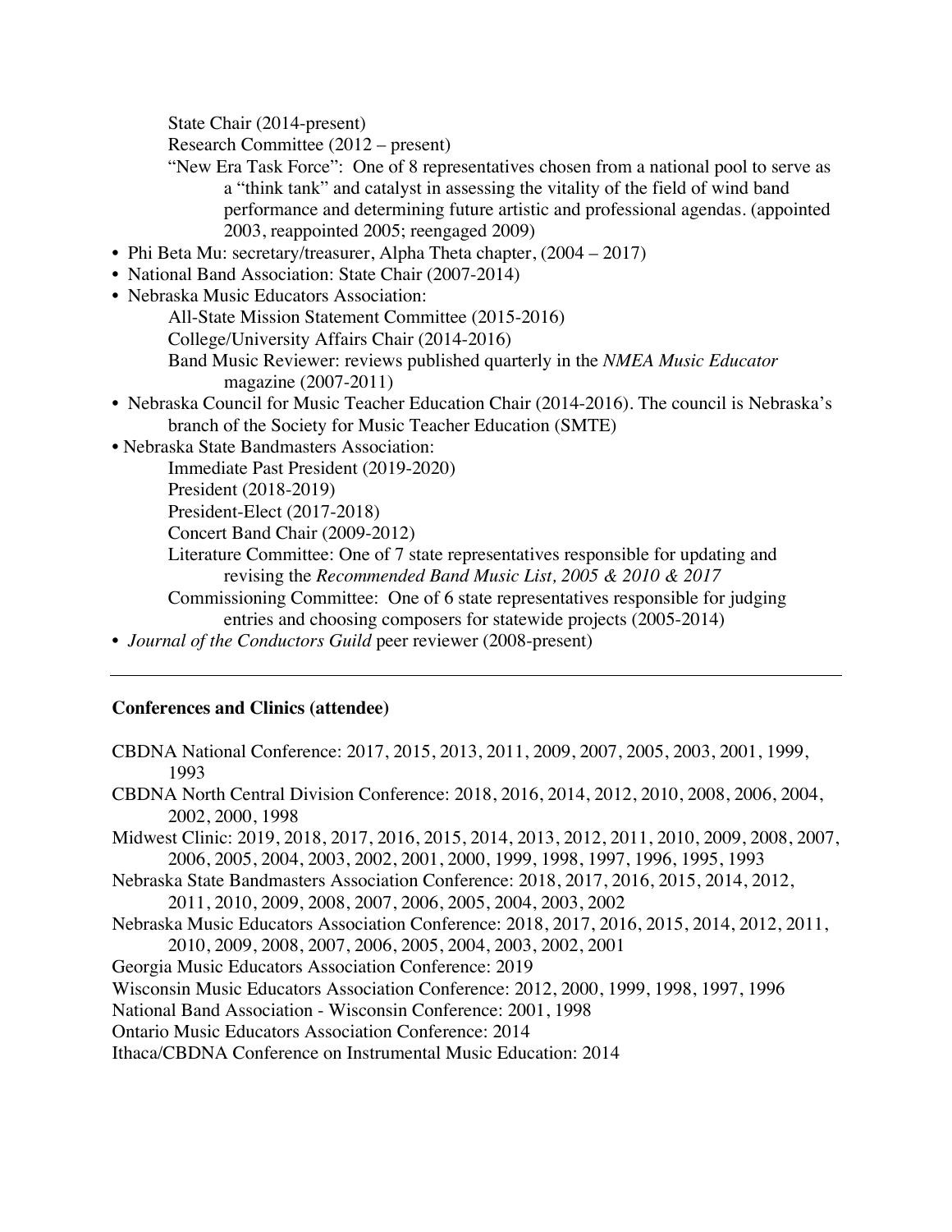State Chair (2014-present)

Research Committee (2012 – present)

"New Era Task Force": One of 8 representatives chosen from a national pool to serve as a "think tank" and catalyst in assessing the vitality of the field of wind band performance and determining future artistic and professional agendas. (appointed 2003, reappointed 2005; reengaged 2009)

- Phi Beta Mu: secretary/treasurer, Alpha Theta chapter, (2004 – 2017)
- National Band Association: State Chair (2007-2014)
- Nebraska Music Educators Association:
  - All-State Mission Statement Committee (2015-2016)
  - College/University Affairs Chair (2014-2016)
  - Band Music Reviewer: reviews published quarterly in the *NMEA Music Educator* magazine (2007-2011)
- Nebraska Council for Music Teacher Education Chair (2014-2016). The council is Nebraska's branch of the Society for Music Teacher Education (SMTE)
- Nebraska State Bandmasters Association:
  - Immediate Past President (2019-2020)
  - President (2018-2019)
  - President-Elect (2017-2018)
  - Concert Band Chair (2009-2012)
  - Literature Committee: One of 7 state representatives responsible for updating and revising the *Recommended Band Music List, 2005 & 2010 & 2017*
  - Commissioning Committee: One of 6 state representatives responsible for judging entries and choosing composers for statewide projects (2005-2014)
- *Journal of the Conductors Guild* peer reviewer (2008-present)

---

**Conferences and Clinics (attendee)**

CBDNA National Conference: 2017, 2015, 2013, 2011, 2009, 2007, 2005, 2003, 2001, 1999, 1993

CBDNA North Central Division Conference: 2018, 2016, 2014, 2012, 2010, 2008, 2006, 2004, 2002, 2000, 1998

Midwest Clinic: 2019, 2018, 2017, 2016, 2015, 2014, 2013, 2012, 2011, 2010, 2009, 2008, 2007, 2006, 2005, 2004, 2003, 2002, 2001, 2000, 1999, 1998, 1997, 1996, 1995, 1993

Nebraska State Bandmasters Association Conference: 2018, 2017, 2016, 2015, 2014, 2012, 2011, 2010, 2009, 2008, 2007, 2006, 2005, 2004, 2003, 2002

Nebraska Music Educators Association Conference: 2018, 2017, 2016, 2015, 2014, 2012, 2011, 2010, 2009, 2008, 2007, 2006, 2005, 2004, 2003, 2002, 2001

Georgia Music Educators Association Conference: 2019

Wisconsin Music Educators Association Conference: 2012, 2000, 1999, 1998, 1997, 1996

National Band Association - Wisconsin Conference: 2001, 1998

Ontario Music Educators Association Conference: 2014

Ithaca/CBDNA Conference on Instrumental Music Education: 2014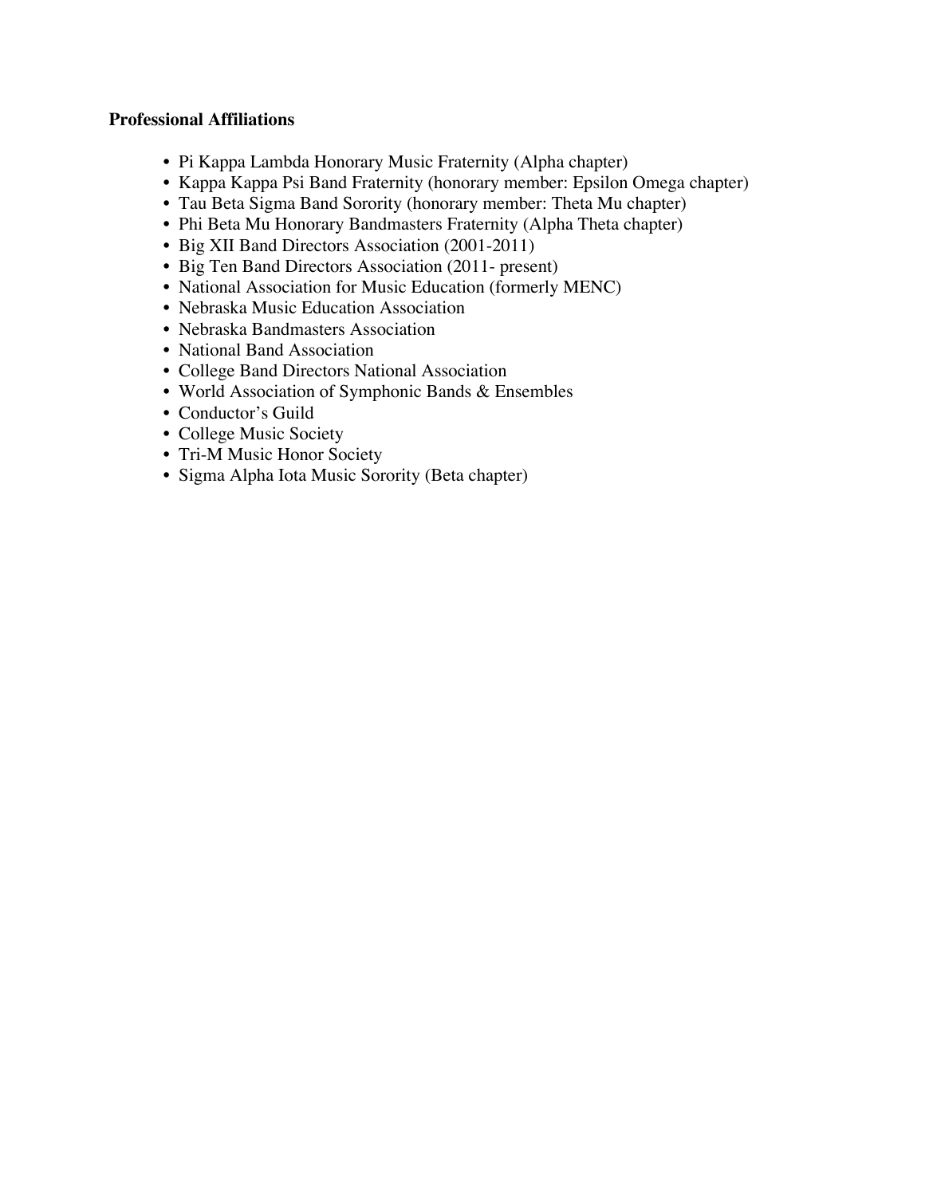**Professional Affiliations**

- Pi Kappa Lambda Honorary Music Fraternity (Alpha chapter)
- Kappa Kappa Psi Band Fraternity (honorary member: Epsilon Omega chapter)
- Tau Beta Sigma Band Sorority (honorary member: Theta Mu chapter)
- Phi Beta Mu Honorary Bandmasters Fraternity (Alpha Theta chapter)
- Big XII Band Directors Association (2001-2011)
- Big Ten Band Directors Association (2011- present)
- National Association for Music Education (formerly MENC)
- Nebraska Music Education Association
- Nebraska Bandmasters Association
- National Band Association
- College Band Directors National Association
- World Association of Symphonic Bands & Ensembles
- Conductor's Guild
- College Music Society
- Tri-M Music Honor Society
- Sigma Alpha Iota Music Sorority (Beta chapter)